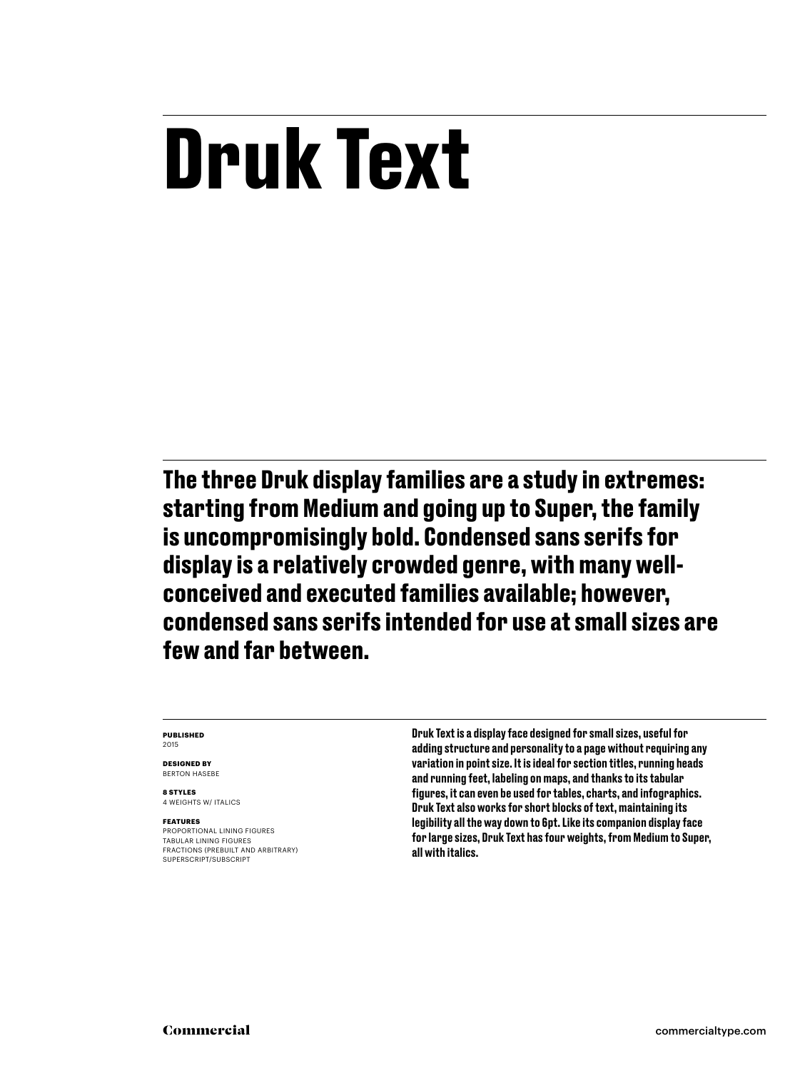# Druk Text

**The three Druk display families are a study in extremes: starting from Medium and going up to Super, the family is uncompromisingly bold. Condensed sans serifs for display is a relatively crowded genre, with many well-conceived and executed families available; however, condensed sans serifs intended for use at small sizes are few and far between.**

**PUBLISHED**
2015

**DESIGNED BY**
BERTON HASEBE

**8 STYLES**
4 WEIGHTS W/ ITALICS

**FEATURES**
PROPORTIONAL LINING FIGURES
TABULAR LINING FIGURES
FRACTIONS (PREBUILT AND ARBITRARY)
SUPERSCRIPT/SUBSCRIPT

Druk Text is a display face designed for small sizes, useful for adding structure and personality to a page without requiring any variation in point size. It is ideal for section titles, running heads and running feet, labeling on maps, and thanks to its tabular figures, it can even be used for tables, charts, and infographics. Druk Text also works for short blocks of text, maintaining its legibility all the way down to 6pt. Like its companion display face for large sizes, Druk Text has four weights, from Medium to Super, all with italics.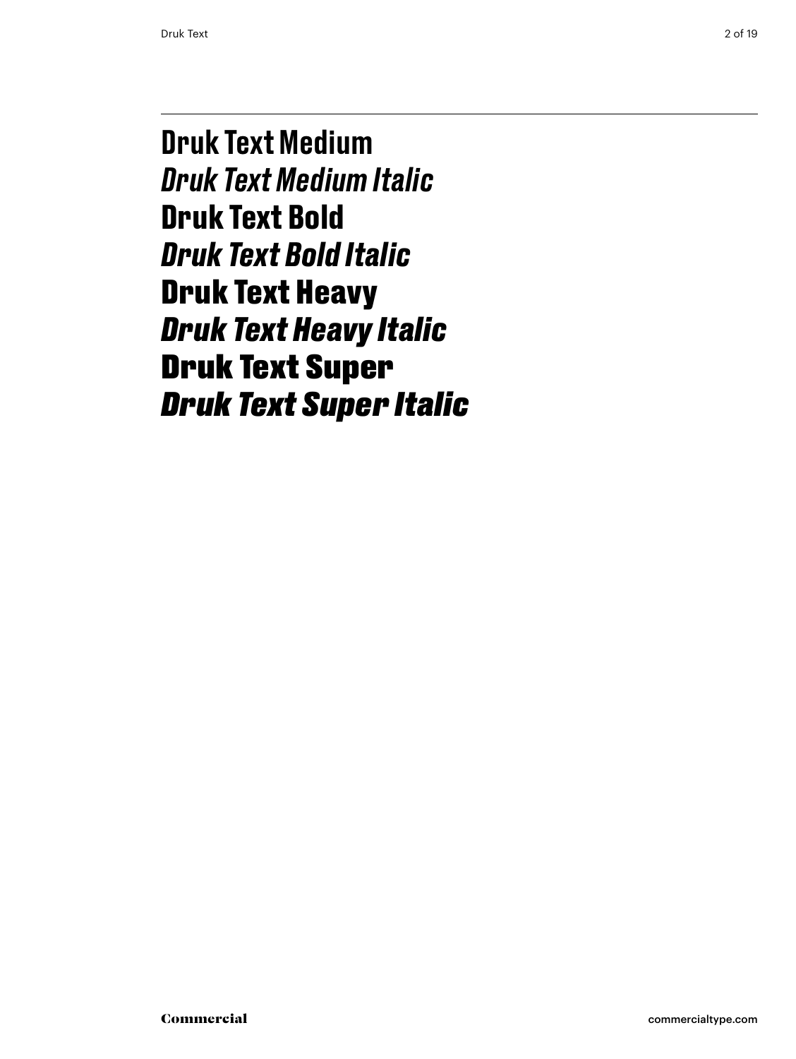Druk Text Medium

*Druk Text Medium Italic*

**Druk Text Bold**

***Druk Text Bold Italic***

**Druk Text Heavy**

***Druk Text Heavy Italic***

**Druk Text Super**

***Druk Text Super Italic***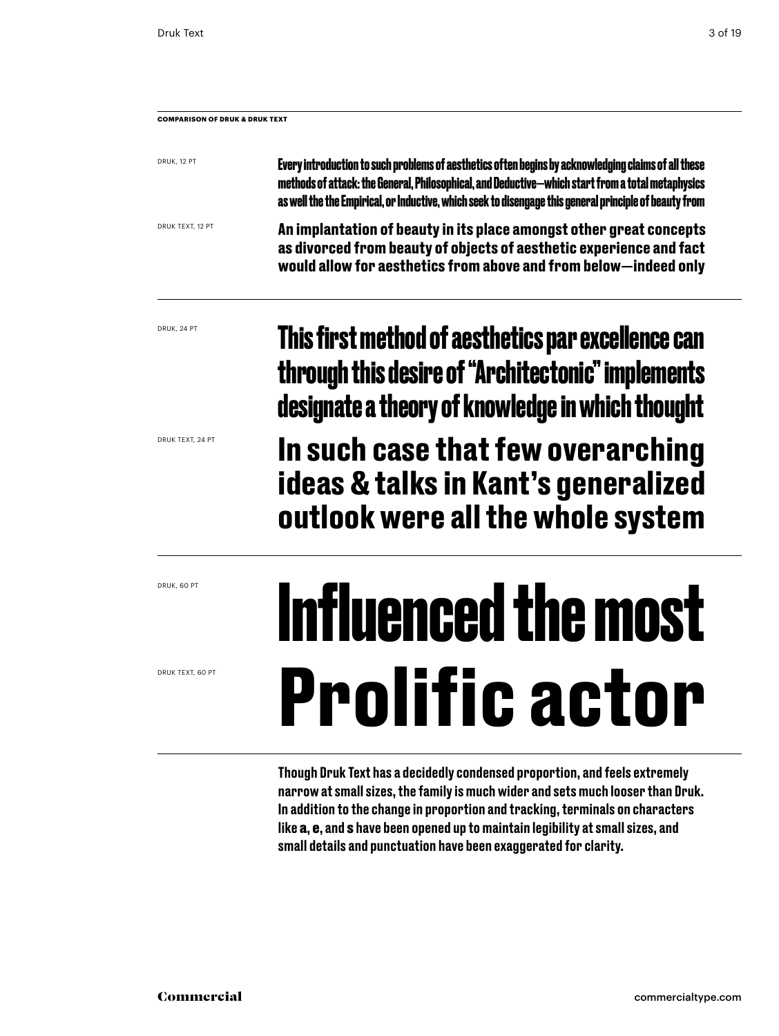## COMPARISON OF DRUK & DRUK TEXT

DRUK, 12 PT

Every introduction to such problems of aesthetics often begins by acknowledging claims of all these methods of attack: the General, Philosophical, and Deductive—which start from a total metaphysics as well the the Empirical, or Inductive, which seek to disengage this general principle of beauty from

DRUK TEXT, 12 PT

An implantation of beauty in its place amongst other great concepts as divorced from beauty of objects of aesthetic experience and fact would allow for aesthetics from above and from below—indeed only

---

DRUK, 24 PT

This first method of aesthetics par excellence can through this desire of "Architectonic" implements designate a theory of knowledge in which thought

DRUK TEXT, 24 PT

In such case that few overarching ideas & talks in Kant's generalized outlook were all the whole system

---

DRUK, 60 PT

Influenced the most

DRUK TEXT, 60 PT

Prolific actor

---

Though Druk Text has a decidedly condensed proportion, and feels extremely narrow at small sizes, the family is much wider and sets much looser than Druk. In addition to the change in proportion and tracking, terminals on characters like **a**, **e**, and **s** have been opened up to maintain legibility at small sizes, and small details and punctuation have been exaggerated for clarity.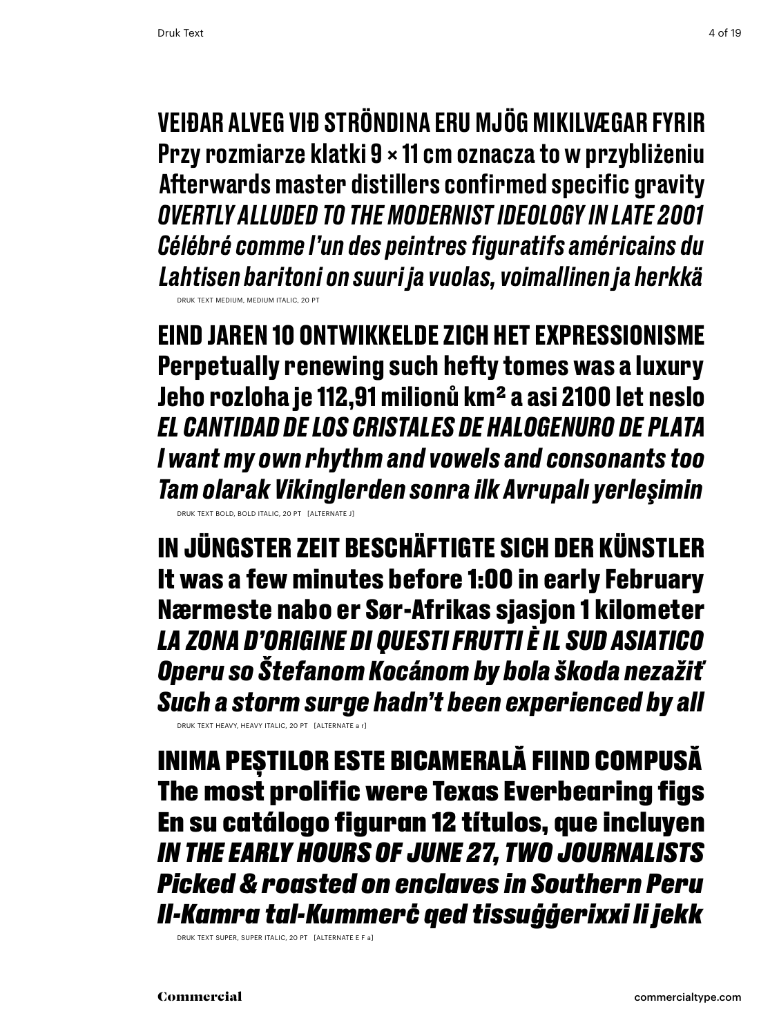VEIÐAR ALVEG VIÐ STRÖNDINA ERU MJÖG MIKILVÆGAR FYRIR
Przy rozmiarze klatki 9 × 11 cm oznacza to w przybliżeniu
Afterwards master distillers confirmed specific gravity
*OVERTLY ALLUDED TO THE MODERNIST IDEOLOGY IN LATE 2001*
*Célébré comme l'un des peintres figuratifs américains du*
*Lahtisen baritoni on suuri ja vuolas, voimallinen ja herkkä*

DRUK TEXT MEDIUM, MEDIUM ITALIC, 20 PT

**EIND JAREN 10 ONTWIKKELDE ZICH HET EXPRESSIONISME**
**Perpetually renewing such hefty tomes was a luxury**
**Jeho rozloha je 112,91 milionů km² a asi 2100 let neslo**
***EL CANTIDAD DE LOS CRISTALES DE HALOGENURO DE PLATA***
***I want my own rhythm and vowels and consonants too***
***Tam olarak Vikinglerden sonra ilk Avrupalı yerleşimin***

DRUK TEXT BOLD, BOLD ITALIC, 20 PT [ALTERNATE J]

**IN JÜNGSTER ZEIT BESCHÄFTIGTE SICH DER KÜNSTLER**
**It was a few minutes before 1:00 in early February**
**Nærmeste nabo er Sør-Afrikas sjasjon 1 kilometer**
***LA ZONA D'ORIGINE DI QUESTI FRUTTI È IL SUD ASIATICO***
***Operu so Štefanom Kocánom by bola škoda nezažiť***
***Such a storm surge hadn't been experienced by all***

DRUK TEXT HEAVY, HEAVY ITALIC, 20 PT [ALTERNATE a r]

**INIMA PEȘTILOR ESTE BICAMERALĂ FIIND COMPUSĂ**
**The most prolific were Texas Everbearing figs**
**En su catálogo figuran 12 títulos, que incluyen**
***IN THE EARLY HOURS OF JUNE 27, TWO JOURNALISTS***
***Picked & roasted on enclaves in Southern Peru***
***Il-Kamra tal-Kummerċ qed tissuġġerixxi li jekk***

DRUK TEXT SUPER, SUPER ITALIC, 20 PT [ALTERNATE E F a]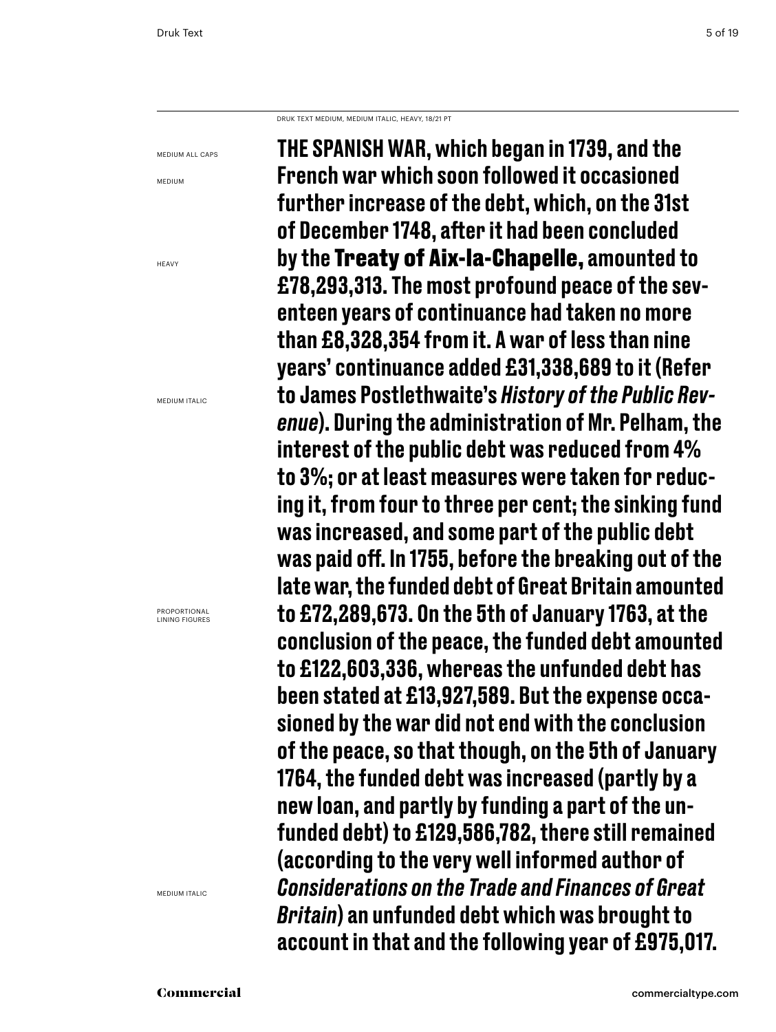DRUK TEXT MEDIUM, MEDIUM ITALIC, HEAVY, 18/21 PT

MEDIUM ALL CAPS

MEDIUM

HEAVY

MEDIUM ITALIC

PROPORTIONAL LINING FIGURES

MEDIUM ITALIC

THE SPANISH WAR, which began in 1739, and the French war which soon followed it occasioned further increase of the debt, which, on the 31st of December 1748, after it had been concluded by the **Treaty of Aix-la-Chapelle,** amounted to £78,293,313. The most profound peace of the seventeen years of continuance had taken no more than £8,328,354 from it. A war of less than nine years' continuance added £31,338,689 to it (Refer to James Postlethwaite's *History of the Public Revenue*). During the administration of Mr. Pelham, the interest of the public debt was reduced from 4% to 3%; or at least measures were taken for reducing it, from four to three per cent; the sinking fund was increased, and some part of the public debt was paid off. In 1755, before the breaking out of the late war, the funded debt of Great Britain amounted to £72,289,673. On the 5th of January 1763, at the conclusion of the peace, the funded debt amounted to £122,603,336, whereas the unfunded debt has been stated at £13,927,589. But the expense occasioned by the war did not end with the conclusion of the peace, so that though, on the 5th of January 1764, the funded debt was increased (partly by a new loan, and partly by funding a part of the unfunded debt) to £129,586,782, there still remained (according to the very well informed author of *Considerations on the Trade and Finances of Great Britain*) an unfunded debt which was brought to account in that and the following year of £975,017.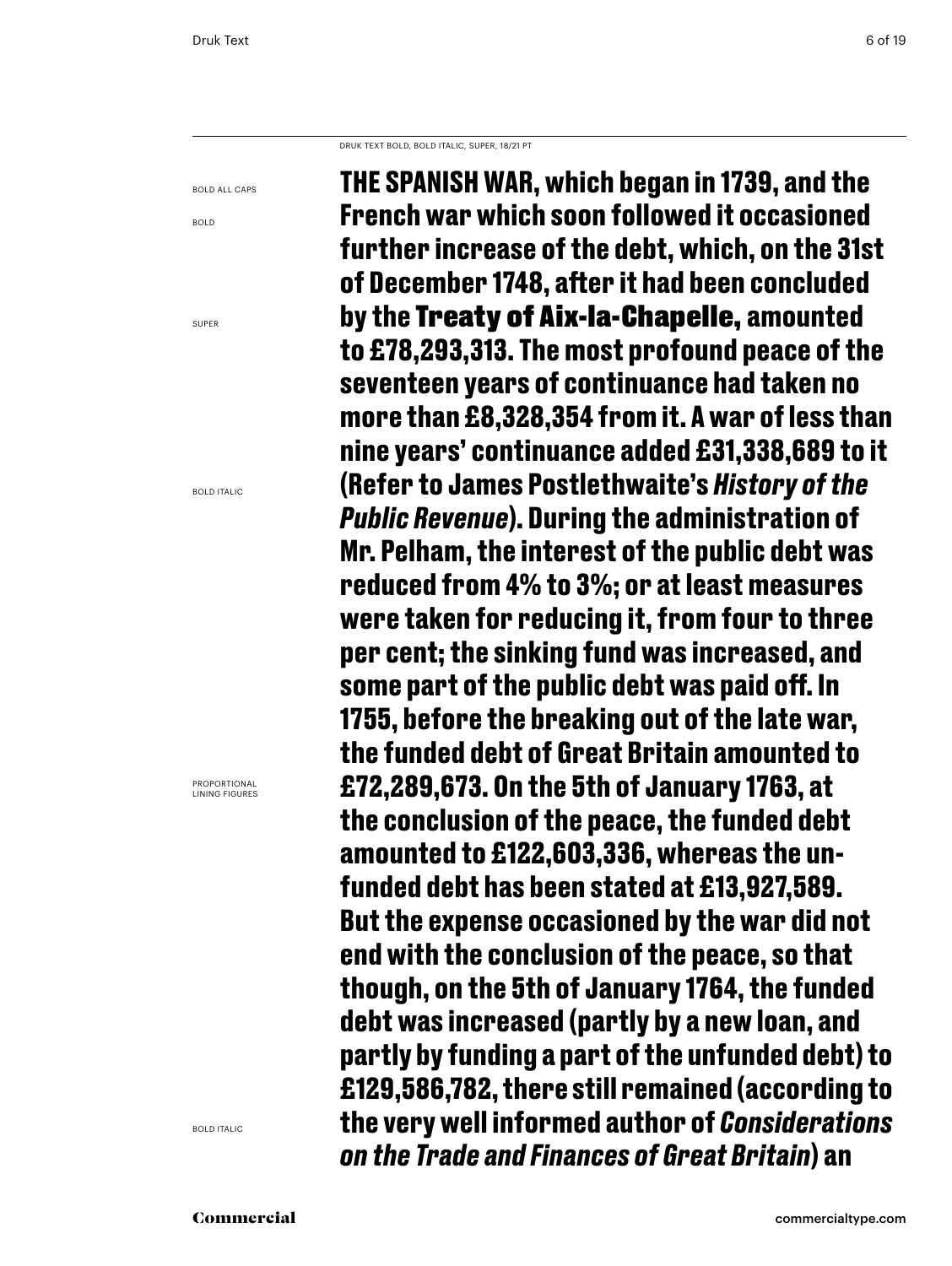DRUK TEXT BOLD, BOLD ITALIC, SUPER, 18/21 PT

BOLD ALL CAPS

BOLD

SUPER

BOLD ITALIC

PROPORTIONAL LINING FIGURES

BOLD ITALIC

**THE SPANISH WAR, which began in 1739, and the French war which soon followed it occasioned further increase of the debt, which, on the 31st of December 1748, after it had been concluded by the Treaty of Aix-la-Chapelle, amounted to £78,293,313. The most profound peace of the seventeen years of continuance had taken no more than £8,328,354 from it. A war of less than nine years' continuance added £31,338,689 to it (Refer to James Postlethwaite's *History of the Public Revenue*). During the administration of Mr. Pelham, the interest of the public debt was reduced from 4% to 3%; or at least measures were taken for reducing it, from four to three per cent; the sinking fund was increased, and some part of the public debt was paid off. In 1755, before the breaking out of the late war, the funded debt of Great Britain amounted to £72,289,673. On the 5th of January 1763, at the conclusion of the peace, the funded debt amounted to £122,603,336, whereas the unfunded debt has been stated at £13,927,589. But the expense occasioned by the war did not end with the conclusion of the peace, so that though, on the 5th of January 1764, the funded debt was increased (partly by a new loan, and partly by funding a part of the unfunded debt) to £129,586,782, there still remained (according to the very well informed author of *Considerations on the Trade and Finances of Great Britain*) an**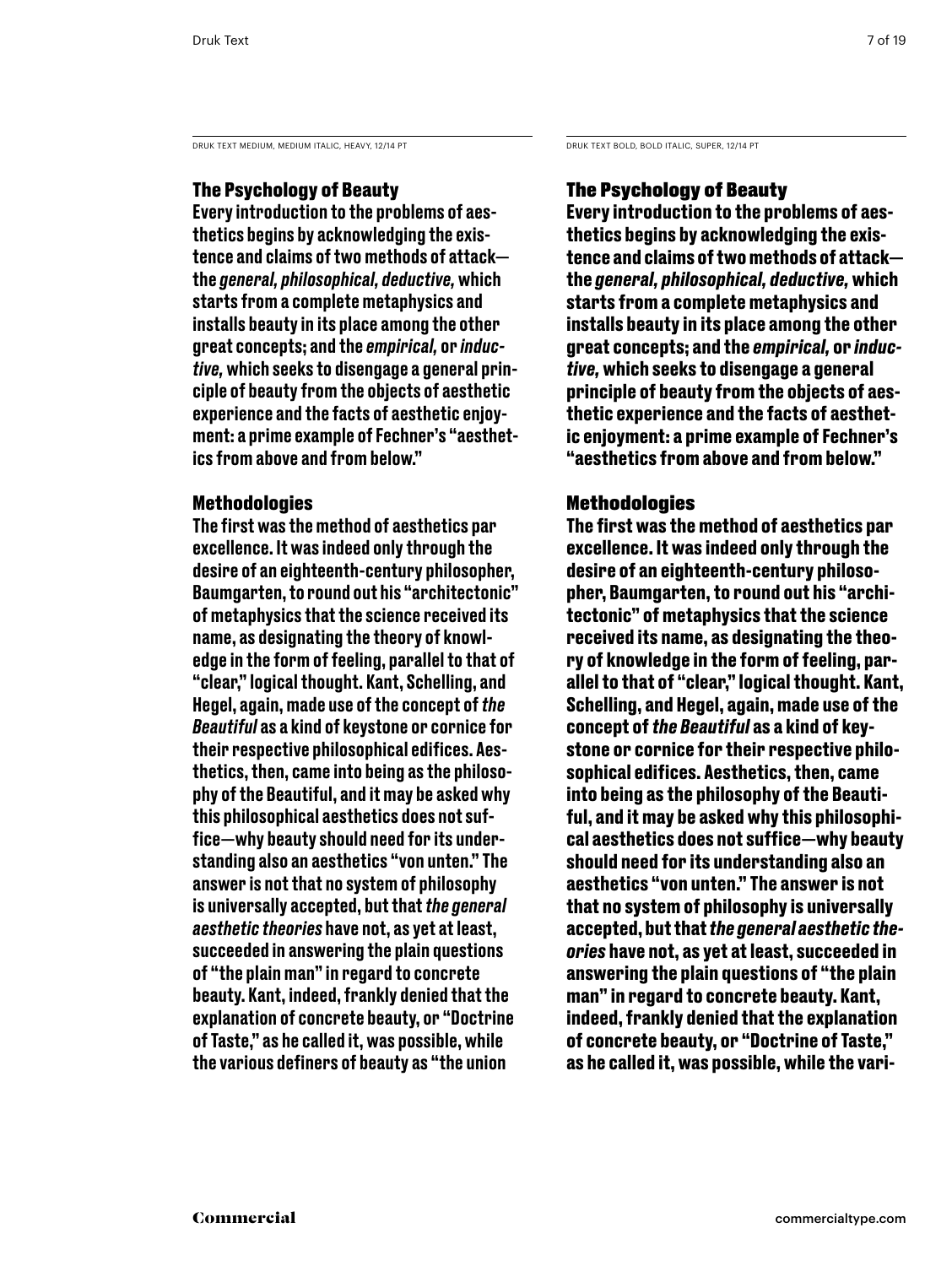DRUK TEXT MEDIUM, MEDIUM ITALIC, HEAVY, 12/14 PT

### The Psychology of Beauty

Every introduction to the problems of aesthetics begins by acknowledging the existence and claims of two methods of attack—the *general, philosophical, deductive,* which starts from a complete metaphysics and installs beauty in its place among the other great concepts; and the *empirical,* or *inductive,* which seeks to disengage a general principle of beauty from the objects of aesthetic experience and the facts of aesthetic enjoyment: a prime example of Fechner's "aesthetics from above and from below."

### Methodologies

The first was the method of aesthetics par excellence. It was indeed only through the desire of an eighteenth-century philosopher, Baumgarten, to round out his "architectonic" of metaphysics that the science received its name, as designating the theory of knowledge in the form of feeling, parallel to that of "clear," logical thought. Kant, Schelling, and Hegel, again, made use of the concept of *the Beautiful* as a kind of keystone or cornice for their respective philosophical edifices. Aesthetics, then, came into being as the philosophy of the Beautiful, and it may be asked why this philosophical aesthetics does not suffice—why beauty should need for its understanding also an aesthetics "von unten." The answer is not that no system of philosophy is universally accepted, but that *the general aesthetic theories* have not, as yet at least, succeeded in answering the plain questions of "the plain man" in regard to concrete beauty. Kant, indeed, frankly denied that the explanation of concrete beauty, or "Doctrine of Taste," as he called it, was possible, while the various definers of beauty as "the union

DRUK TEXT BOLD, BOLD ITALIC, SUPER, 12/14 PT

### The Psychology of Beauty

**Every introduction to the problems of aesthetics begins by acknowledging the existence and claims of two methods of attack—the *general, philosophical, deductive,* which starts from a complete metaphysics and installs beauty in its place among the other great concepts; and the *empirical,* or *inductive,* which seeks to disengage a general principle of beauty from the objects of aesthetic experience and the facts of aesthetic enjoyment: a prime example of Fechner's "aesthetics from above and from below."**

### Methodologies

**The first was the method of aesthetics par excellence. It was indeed only through the desire of an eighteenth-century philosopher, Baumgarten, to round out his "architectonic" of metaphysics that the science received its name, as designating the theory of knowledge in the form of feeling, parallel to that of "clear," logical thought. Kant, Schelling, and Hegel, again, made use of the concept of *the Beautiful* as a kind of keystone or cornice for their respective philosophical edifices. Aesthetics, then, came into being as the philosophy of the Beautiful, and it may be asked why this philosophical aesthetics does not suffice—why beauty should need for its understanding also an aesthetics "von unten." The answer is not that no system of philosophy is universally accepted, but that *the general aesthetic theories* have not, as yet at least, succeeded in answering the plain questions of "the plain man" in regard to concrete beauty. Kant, indeed, frankly denied that the explanation of concrete beauty, or "Doctrine of Taste," as he called it, was possible, while the vari-**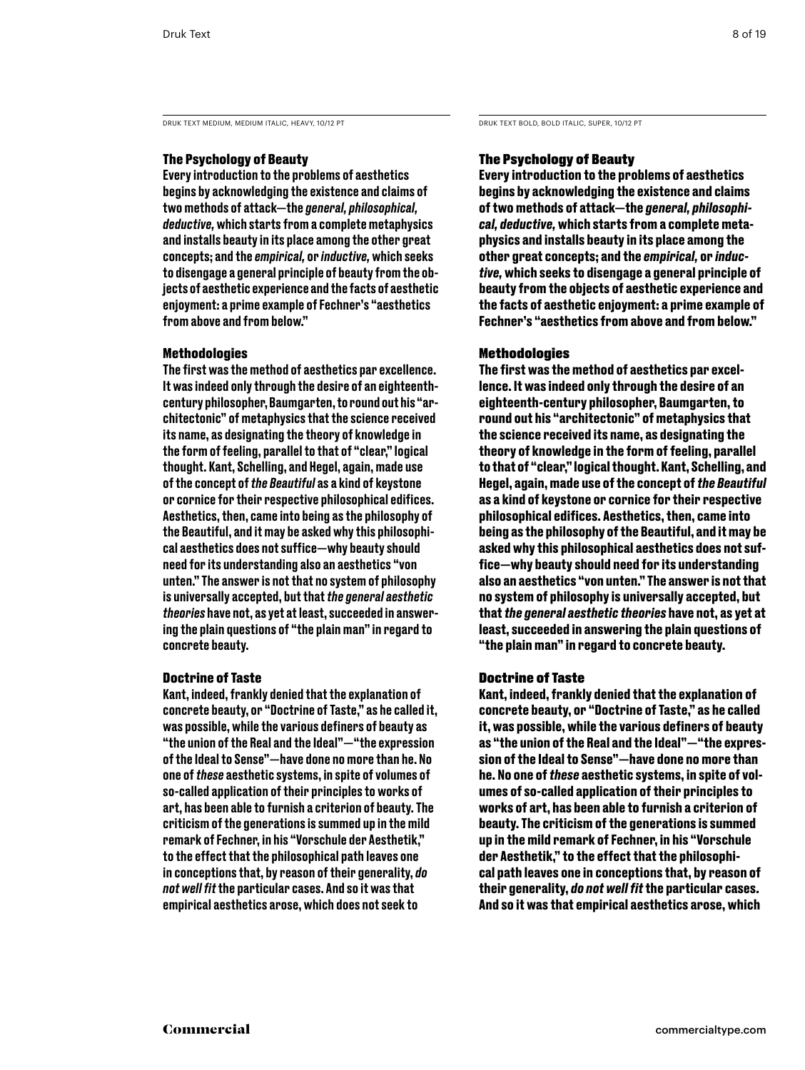DRUK TEXT MEDIUM, MEDIUM ITALIC, HEAVY, 10/12 PT

### The Psychology of Beauty

Every introduction to the problems of aesthetics begins by acknowledging the existence and claims of two methods of attack—the *general, philosophical, deductive,* which starts from a complete metaphysics and installs beauty in its place among the other great concepts; and the *empirical,* or *inductive,* which seeks to disengage a general principle of beauty from the objects of aesthetic experience and the facts of aesthetic enjoyment: a prime example of Fechner's "aesthetics from above and from below."

### Methodologies

The first was the method of aesthetics par excellence. It was indeed only through the desire of an eighteenth-century philosopher, Baumgarten, to round out his "architectonic" of metaphysics that the science received its name, as designating the theory of knowledge in the form of feeling, parallel to that of "clear," logical thought. Kant, Schelling, and Hegel, again, made use of the concept of *the Beautiful* as a kind of keystone or cornice for their respective philosophical edifices. Aesthetics, then, came into being as the philosophy of the Beautiful, and it may be asked why this philosophical aesthetics does not suffice—why beauty should need for its understanding also an aesthetics "von unten." The answer is not that no system of philosophy is universally accepted, but that *the general aesthetic theories* have not, as yet at least, succeeded in answering the plain questions of "the plain man" in regard to concrete beauty.

### Doctrine of Taste

Kant, indeed, frankly denied that the explanation of concrete beauty, or "Doctrine of Taste," as he called it, was possible, while the various definers of beauty as "the union of the Real and the Ideal"—"the expression of the Ideal to Sense"—have done no more than he. No one of *these* aesthetic systems, in spite of volumes of so-called application of their principles to works of art, has been able to furnish a criterion of beauty. The criticism of the generations is summed up in the mild remark of Fechner, in his "Vorschule der Aesthetik," to the effect that the philosophical path leaves one in conceptions that, by reason of their generality, *do not well fit* the particular cases. And so it was that empirical aesthetics arose, which does not seek to

DRUK TEXT BOLD, BOLD ITALIC, SUPER, 10/12 PT

### The Psychology of Beauty

**Every introduction to the problems of aesthetics begins by acknowledging the existence and claims of two methods of attack—the *general, philosophical, deductive,* which starts from a complete metaphysics and installs beauty in its place among the other great concepts; and the *empirical,* or *inductive,* which seeks to disengage a general principle of beauty from the objects of aesthetic experience and the facts of aesthetic enjoyment: a prime example of Fechner's "aesthetics from above and from below."**

### Methodologies

**The first was the method of aesthetics par excellence. It was indeed only through the desire of an eighteenth-century philosopher, Baumgarten, to round out his "architectonic" of metaphysics that the science received its name, as designating the theory of knowledge in the form of feeling, parallel to that of "clear," logical thought. Kant, Schelling, and Hegel, again, made use of the concept of *the Beautiful* as a kind of keystone or cornice for their respective philosophical edifices. Aesthetics, then, came into being as the philosophy of the Beautiful, and it may be asked why this philosophical aesthetics does not suffice—why beauty should need for its understanding also an aesthetics "von unten." The answer is not that no system of philosophy is universally accepted, but that *the general aesthetic theories* have not, as yet at least, succeeded in answering the plain questions of "the plain man" in regard to concrete beauty.**

### Doctrine of Taste

**Kant, indeed, frankly denied that the explanation of concrete beauty, or "Doctrine of Taste," as he called it, was possible, while the various definers of beauty as "the union of the Real and the Ideal"—"the expression of the Ideal to Sense"—have done no more than he. No one of *these* aesthetic systems, in spite of volumes of so-called application of their principles to works of art, has been able to furnish a criterion of beauty. The criticism of the generations is summed up in the mild remark of Fechner, in his "Vorschule der Aesthetik," to the effect that the philosophical path leaves one in conceptions that, by reason of their generality, *do not well fit* the particular cases. And so it was that empirical aesthetics arose, which**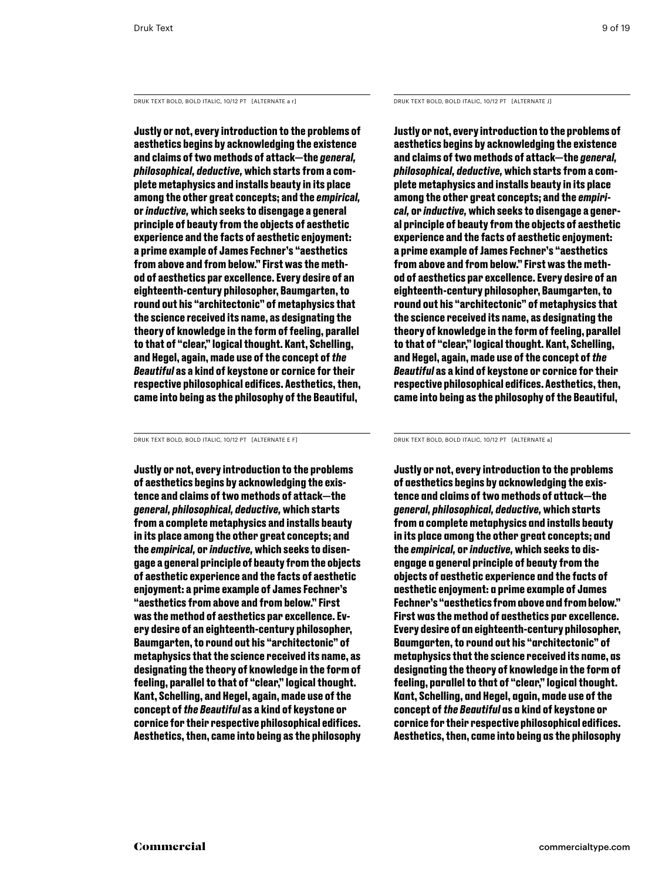DRUK TEXT BOLD, BOLD ITALIC, 10/12 PT [ALTERNATE a r]

**Justly or not, every introduction to the problems of aesthetics begins by acknowledging the existence and claims of two methods of attack—the *general, philosophical, deductive,* which starts from a complete metaphysics and installs beauty in its place among the other great concepts; and the *empirical,* or *inductive,* which seeks to disengage a general principle of beauty from the objects of aesthetic experience and the facts of aesthetic enjoyment: a prime example of James Fechner's "aesthetics from above and from below." First was the method of aesthetics par excellence. Every desire of an eighteenth-century philosopher, Baumgarten, to round out his "architectonic" of metaphysics that the science received its name, as designating the theory of knowledge in the form of feeling, parallel to that of "clear," logical thought. Kant, Schelling, and Hegel, again, made use of the concept of *the Beautiful* as a kind of keystone or cornice for their respective philosophical edifices. Aesthetics, then, came into being as the philosophy of the Beautiful,**

DRUK TEXT BOLD, BOLD ITALIC, 10/12 PT [ALTERNATE J]

**Justly or not, every introduction to the problems of aesthetics begins by acknowledging the existence and claims of two methods of attack—the *general, philosophical, deductive,* which starts from a complete metaphysics and installs beauty in its place among the other great concepts; and the *empirical,* or *inductive,* which seeks to disengage a general principle of beauty from the objects of aesthetic experience and the facts of aesthetic enjoyment: a prime example of James Fechner's "aesthetics from above and from below." First was the method of aesthetics par excellence. Every desire of an eighteenth-century philosopher, Baumgarten, to round out his "architectonic" of metaphysics that the science received its name, as designating the theory of knowledge in the form of feeling, parallel to that of "clear," logical thought. Kant, Schelling, and Hegel, again, made use of the concept of *the Beautiful* as a kind of keystone or cornice for their respective philosophical edifices. Aesthetics, then, came into being as the philosophy of the Beautiful,**

DRUK TEXT BOLD, BOLD ITALIC, 10/12 PT [ALTERNATE E F]

**Justly or not, every introduction to the problems of aesthetics begins by acknowledging the existence and claims of two methods of attack—the *general, philosophical, deductive,* which starts from a complete metaphysics and installs beauty in its place among the other great concepts; and the *empirical,* or *inductive,* which seeks to disengage a general principle of beauty from the objects of aesthetic experience and the facts of aesthetic enjoyment: a prime example of James Fechner's "aesthetics from above and from below." First was the method of aesthetics par excellence. Every desire of an eighteenth-century philosopher, Baumgarten, to round out his "architectonic" of metaphysics that the science received its name, as designating the theory of knowledge in the form of feeling, parallel to that of "clear," logical thought. Kant, Schelling, and Hegel, again, made use of the concept of *the Beautiful* as a kind of keystone or cornice for their respective philosophical edifices. Aesthetics, then, came into being as the philosophy**

DRUK TEXT BOLD, BOLD ITALIC, 10/12 PT [ALTERNATE a]

**Justly or not, every introduction to the problems of aesthetics begins by acknowledging the existence and claims of two methods of attack—the *general, philosophical, deductive,* which starts from a complete metaphysics and installs beauty in its place among the other great concepts; and the *empirical,* or *inductive,* which seeks to disengage a general principle of beauty from the objects of aesthetic experience and the facts of aesthetic enjoyment: a prime example of James Fechner's "aesthetics from above and from below." First was the method of aesthetics par excellence. Every desire of an eighteenth-century philosopher, Baumgarten, to round out his "architectonic" of metaphysics that the science received its name, as designating the theory of knowledge in the form of feeling, parallel to that of "clear," logical thought. Kant, Schelling, and Hegel, again, made use of the concept of *the Beautiful* as a kind of keystone or cornice for their respective philosophical edifices. Aesthetics, then, came into being as the philosophy**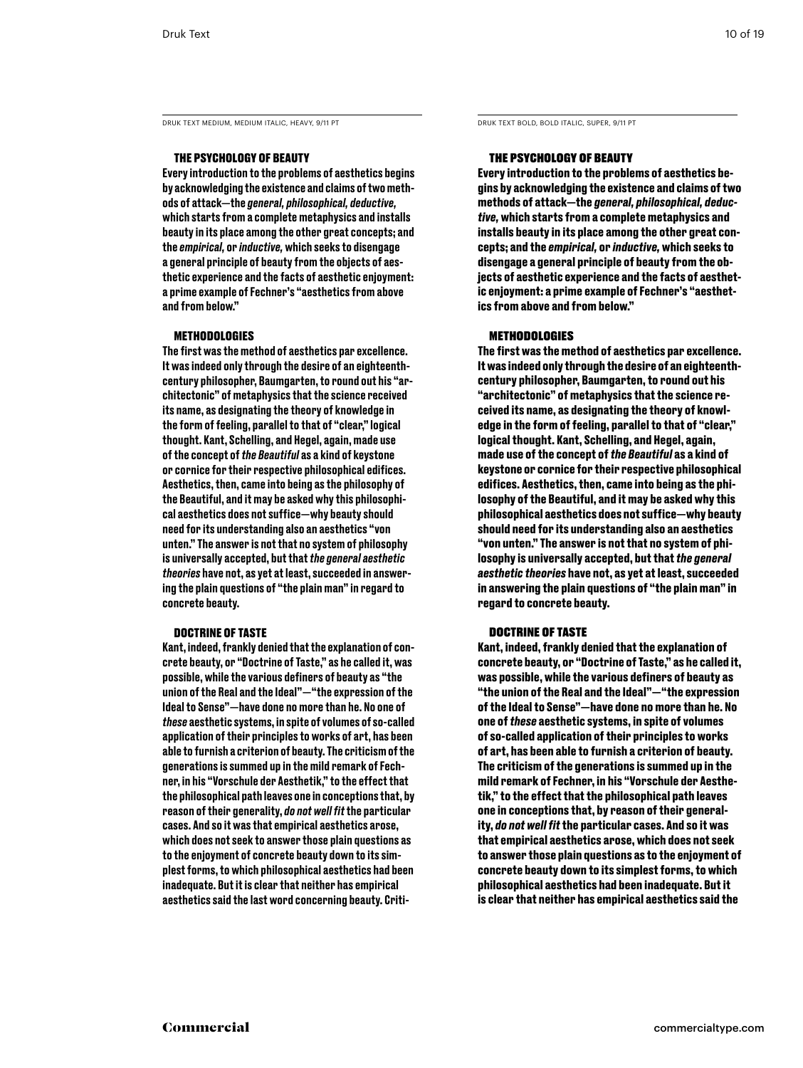DRUK TEXT MEDIUM, MEDIUM ITALIC, HEAVY, 9/11 PT

### THE PSYCHOLOGY OF BEAUTY

Every introduction to the problems of aesthetics begins by acknowledging the existence and claims of two methods of attack—the *general, philosophical, deductive,* which starts from a complete metaphysics and installs beauty in its place among the other great concepts; and the *empirical,* or *inductive,* which seeks to disengage a general principle of beauty from the objects of aesthetic experience and the facts of aesthetic enjoyment: a prime example of Fechner's "aesthetics from above and from below."

### METHODOLOGIES

The first was the method of aesthetics par excellence. It was indeed only through the desire of an eighteenth-century philosopher, Baumgarten, to round out his "architectonic" of metaphysics that the science received its name, as designating the theory of knowledge in the form of feeling, parallel to that of "clear," logical thought. Kant, Schelling, and Hegel, again, made use of the concept of *the Beautiful* as a kind of keystone or cornice for their respective philosophical edifices. Aesthetics, then, came into being as the philosophy of the Beautiful, and it may be asked why this philosophical aesthetics does not suffice—why beauty should need for its understanding also an aesthetics "von unten." The answer is not that no system of philosophy is universally accepted, but that *the general aesthetic theories* have not, as yet at least, succeeded in answering the plain questions of "the plain man" in regard to concrete beauty.

### DOCTRINE OF TASTE

Kant, indeed, frankly denied that the explanation of concrete beauty, or "Doctrine of Taste," as he called it, was possible, while the various definers of beauty as "the union of the Real and the Ideal"—"the expression of the Ideal to Sense"—have done no more than he. No one of *these* aesthetic systems, in spite of volumes of so-called application of their principles to works of art, has been able to furnish a criterion of beauty. The criticism of the generations is summed up in the mild remark of Fechner, in his "Vorschule der Aesthetik," to the effect that the philosophical path leaves one in conceptions that, by reason of their generality, *do not well fit* the particular cases. And so it was that empirical aesthetics arose, which does not seek to answer those plain questions as to the enjoyment of concrete beauty down to its simplest forms, to which philosophical aesthetics had been inadequate. But it is clear that neither has empirical aesthetics said the last word concerning beauty. Criti-

DRUK TEXT BOLD, BOLD ITALIC, SUPER, 9/11 PT

### THE PSYCHOLOGY OF BEAUTY

**Every introduction to the problems of aesthetics begins by acknowledging the existence and claims of two methods of attack—the *general, philosophical, deductive,* which starts from a complete metaphysics and installs beauty in its place among the other great concepts; and the *empirical,* or *inductive,* which seeks to disengage a general principle of beauty from the objects of aesthetic experience and the facts of aesthetic enjoyment: a prime example of Fechner's "aesthetics from above and from below."**

### METHODOLOGIES

**The first was the method of aesthetics par excellence. It was indeed only through the desire of an eighteenth-century philosopher, Baumgarten, to round out his "architectonic" of metaphysics that the science received its name, as designating the theory of knowledge in the form of feeling, parallel to that of "clear," logical thought. Kant, Schelling, and Hegel, again, made use of the concept of *the Beautiful* as a kind of keystone or cornice for their respective philosophical edifices. Aesthetics, then, came into being as the philosophy of the Beautiful, and it may be asked why this philosophical aesthetics does not suffice—why beauty should need for its understanding also an aesthetics "von unten." The answer is not that no system of philosophy is universally accepted, but that *the general aesthetic theories* have not, as yet at least, succeeded in answering the plain questions of "the plain man" in regard to concrete beauty.**

### DOCTRINE OF TASTE

**Kant, indeed, frankly denied that the explanation of concrete beauty, or "Doctrine of Taste," as he called it, was possible, while the various definers of beauty as "the union of the Real and the Ideal"—"the expression of the Ideal to Sense"—have done no more than he. No one of *these* aesthetic systems, in spite of volumes of so-called application of their principles to works of art, has been able to furnish a criterion of beauty. The criticism of the generations is summed up in the mild remark of Fechner, in his "Vorschule der Aesthetik," to the effect that the philosophical path leaves one in conceptions that, by reason of their generality, *do not well fit* the particular cases. And so it was that empirical aesthetics arose, which does not seek to answer those plain questions as to the enjoyment of concrete beauty down to its simplest forms, to which philosophical aesthetics had been inadequate. But it is clear that neither has empirical aesthetics said the**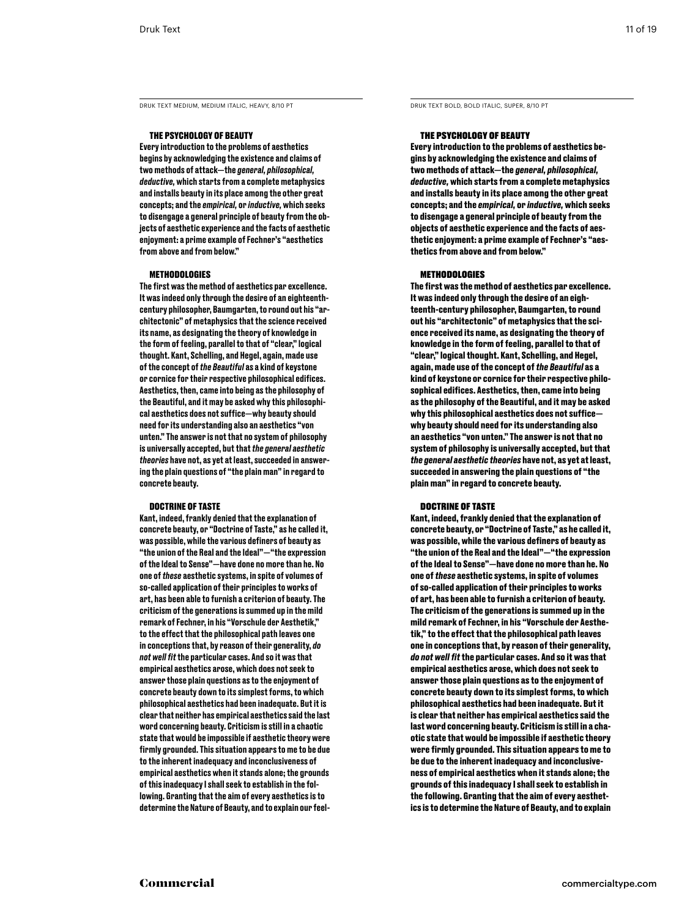DRUK TEXT MEDIUM, MEDIUM ITALIC, HEAVY, 8/10 PT

### THE PSYCHOLOGY OF BEAUTY

Every introduction to the problems of aesthetics begins by acknowledging the existence and claims of two methods of attack—the *general, philosophical, deductive,* which starts from a complete metaphysics and installs beauty in its place among the other great concepts; and the *empirical,* or *inductive,* which seeks to disengage a general principle of beauty from the objects of aesthetic experience and the facts of aesthetic enjoyment: a prime example of Fechner's "aesthetics from above and from below."

### METHODOLOGIES

The first was the method of aesthetics par excellence. It was indeed only through the desire of an eighteenth-century philosopher, Baumgarten, to round out his "architectonic" of metaphysics that the science received its name, as designating the theory of knowledge in the form of feeling, parallel to that of "clear," logical thought. Kant, Schelling, and Hegel, again, made use of the concept of *the Beautiful* as a kind of keystone or cornice for their respective philosophical edifices. Aesthetics, then, came into being as the philosophy of the Beautiful, and it may be asked why this philosophical aesthetics does not suffice—why beauty should need for its understanding also an aesthetics "von unten." The answer is not that no system of philosophy is universally accepted, but that *the general aesthetic theories* have not, as yet at least, succeeded in answering the plain questions of "the plain man" in regard to concrete beauty.

### DOCTRINE OF TASTE

Kant, indeed, frankly denied that the explanation of concrete beauty, or "Doctrine of Taste," as he called it, was possible, while the various definers of beauty as "the union of the Real and the Ideal"—"the expression of the Ideal to Sense"—have done no more than he. No one of *these* aesthetic systems, in spite of volumes of so-called application of their principles to works of art, has been able to furnish a criterion of beauty. The criticism of the generations is summed up in the mild remark of Fechner, in his "Vorschule der Aesthetik," to the effect that the philosophical path leaves one in conceptions that, by reason of their generality, *do not well fit* the particular cases. And so it was that empirical aesthetics arose, which does not seek to answer those plain questions as to the enjoyment of concrete beauty down to its simplest forms, to which philosophical aesthetics had been inadequate. But it is clear that neither has empirical aesthetics said the last word concerning beauty. Criticism is still in a chaotic state that would be impossible if aesthetic theory were firmly grounded. This situation appears to me to be due to the inherent inadequacy and inconclusiveness of empirical aesthetics when it stands alone; the grounds of this inadequacy I shall seek to establish in the following. Granting that the aim of every aesthetics is to determine the Nature of Beauty, and to explain our feel-

DRUK TEXT BOLD, BOLD ITALIC, SUPER, 8/10 PT

### THE PSYCHOLOGY OF BEAUTY

**Every introduction to the problems of aesthetics begins by acknowledging the existence and claims of two methods of attack—the *general, philosophical, deductive,* which starts from a complete metaphysics and installs beauty in its place among the other great concepts; and the *empirical,* or *inductive,* which seeks to disengage a general principle of beauty from the objects of aesthetic experience and the facts of aesthetic enjoyment: a prime example of Fechner's "aesthetics from above and from below."**

### METHODOLOGIES

**The first was the method of aesthetics par excellence. It was indeed only through the desire of an eighteenth-century philosopher, Baumgarten, to round out his "architectonic" of metaphysics that the science received its name, as designating the theory of knowledge in the form of feeling, parallel to that of "clear," logical thought. Kant, Schelling, and Hegel, again, made use of the concept of *the Beautiful* as a kind of keystone or cornice for their respective philosophical edifices. Aesthetics, then, came into being as the philosophy of the Beautiful, and it may be asked why this philosophical aesthetics does not suffice—why beauty should need for its understanding also an aesthetics "von unten." The answer is not that no system of philosophy is universally accepted, but that *the general aesthetic theories* have not, as yet at least, succeeded in answering the plain questions of "the plain man" in regard to concrete beauty.**

### DOCTRINE OF TASTE

**Kant, indeed, frankly denied that the explanation of concrete beauty, or "Doctrine of Taste," as he called it, was possible, while the various definers of beauty as "the union of the Real and the Ideal"—"the expression of the Ideal to Sense"—have done no more than he. No one of *these* aesthetic systems, in spite of volumes of so-called application of their principles to works of art, has been able to furnish a criterion of beauty. The criticism of the generations is summed up in the mild remark of Fechner, in his "Vorschule der Aesthetik," to the effect that the philosophical path leaves one in conceptions that, by reason of their generality, *do not well fit* the particular cases. And so it was that empirical aesthetics arose, which does not seek to answer those plain questions as to the enjoyment of concrete beauty down to its simplest forms, to which philosophical aesthetics had been inadequate. But it is clear that neither has empirical aesthetics said the last word concerning beauty. Criticism is still in a chaotic state that would be impossible if aesthetic theory were firmly grounded. This situation appears to me to be due to the inherent inadequacy and inconclusiveness of empirical aesthetics when it stands alone; the grounds of this inadequacy I shall seek to establish in the following. Granting that the aim of every aesthetics is to determine the Nature of Beauty, and to explain**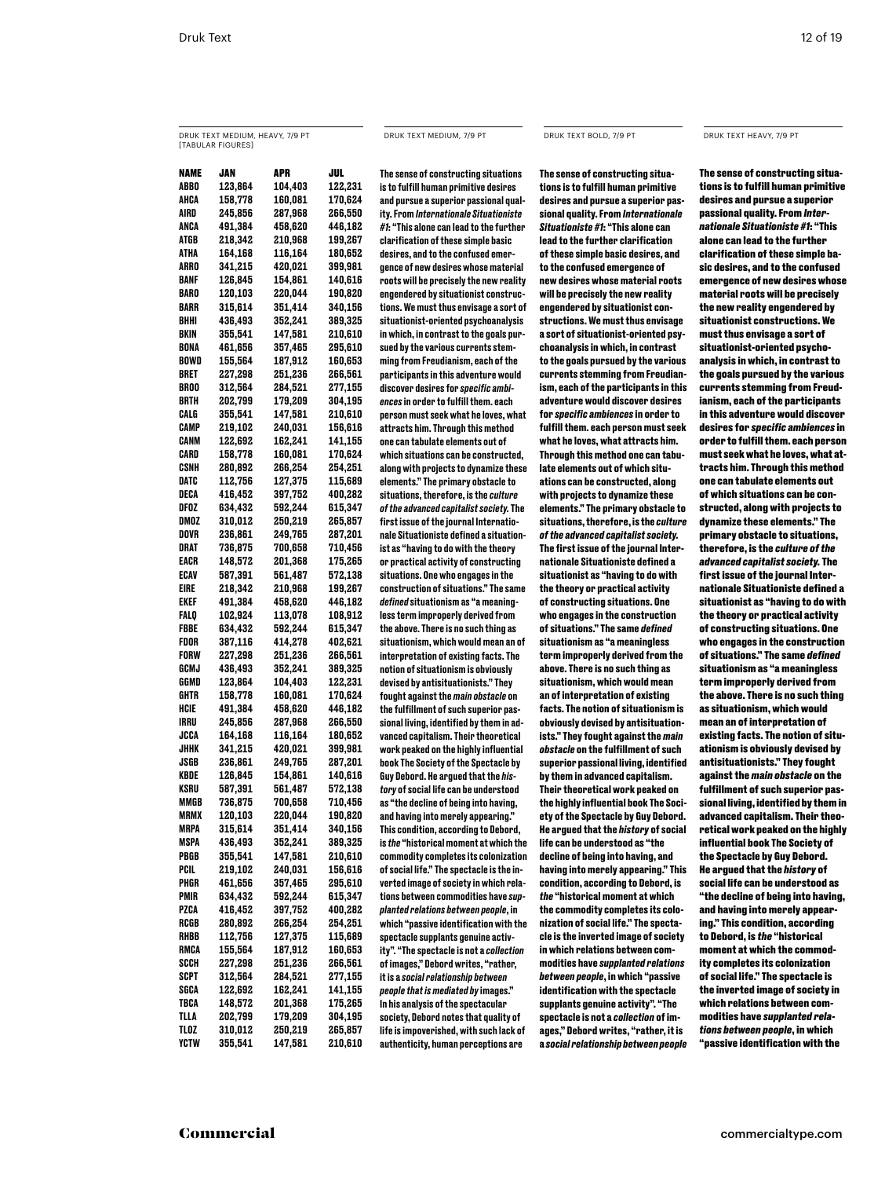DRUK TEXT MEDIUM, HEAVY, 7/9 PT [TABULAR FIGURES]

| NAME | JAN | APR | JUL |
|---|---|---|---|
| ABBO | 123,864 | 104,403 | 122,231 |
| AHCA | 158,778 | 160,081 | 170,624 |
| AIRD | 245,856 | 287,968 | 266,550 |
| ANCA | 491,384 | 458,620 | 446,182 |
| ATGB | 218,342 | 210,968 | 199,267 |
| ATHA | 164,168 | 116,164 | 180,652 |
| ARRO | 341,215 | 420,021 | 399,981 |
| BANF | 126,845 | 154,861 | 140,616 |
| BARO | 120,103 | 220,044 | 190,820 |
| BARR | 315,614 | 351,414 | 340,156 |
| BHHI | 436,493 | 352,241 | 389,325 |
| BKIN | 355,541 | 147,581 | 210,610 |
| BONA | 461,656 | 357,465 | 295,610 |
| BOWD | 155,564 | 187,912 | 160,653 |
| BRET | 227,298 | 251,236 | 266,561 |
| BROO | 312,564 | 284,521 | 277,155 |
| BRTH | 202,799 | 179,209 | 304,195 |
| CALG | 355,541 | 147,581 | 210,610 |
| CAMP | 219,102 | 240,031 | 156,616 |
| CANM | 122,692 | 162,241 | 141,155 |
| CARD | 158,778 | 160,081 | 170,624 |
| CSNH | 280,892 | 266,254 | 254,251 |
| DATC | 112,756 | 127,375 | 115,689 |
| DECA | 416,452 | 397,752 | 400,282 |
| DFOZ | 634,432 | 592,244 | 615,347 |
| DMOZ | 310,012 | 250,219 | 265,857 |
| DOVR | 236,861 | 249,765 | 287,201 |
| DRAT | 736,875 | 700,658 | 710,456 |
| EACR | 148,572 | 201,368 | 175,265 |
| ECAV | 587,391 | 561,487 | 572,138 |
| EIRE | 218,342 | 210,968 | 199,267 |
| EKEF | 491,384 | 458,620 | 446,182 |
| FALQ | 102,924 | 113,078 | 108,912 |
| FBBE | 634,432 | 592,244 | 615,347 |
| FDOR | 387,116 | 414,278 | 402,621 |
| FORW | 227,298 | 251,236 | 266,561 |
| GCMJ | 436,493 | 352,241 | 389,325 |
| GGMD | 123,864 | 104,403 | 122,231 |
| GHTR | 158,778 | 160,081 | 170,624 |
| HCIE | 491,384 | 458,620 | 446,182 |
| IRRU | 245,856 | 287,968 | 266,550 |
| JCCA | 164,168 | 116,164 | 180,652 |
| JHHK | 341,215 | 420,021 | 399,981 |
| JSGB | 236,861 | 249,765 | 287,201 |
| KBDE | 126,845 | 154,861 | 140,616 |
| KSRU | 587,391 | 561,487 | 572,138 |
| MMGB | 736,875 | 700,658 | 710,456 |
| MRMX | 120,103 | 220,044 | 190,820 |
| MRPA | 315,614 | 351,414 | 340,156 |
| MSPA | 436,493 | 352,241 | 389,325 |
| PBGB | 355,541 | 147,581 | 210,610 |
| PCIL | 219,102 | 240,031 | 156,616 |
| PHGR | 461,656 | 357,465 | 295,610 |
| PMIR | 634,432 | 592,244 | 615,347 |
| PZCA | 416,452 | 397,752 | 400,282 |
| RCGB | 280,892 | 266,254 | 254,251 |
| RHBB | 112,756 | 127,375 | 115,689 |
| RMCA | 155,564 | 187,912 | 160,653 |
| SCCH | 227,298 | 251,236 | 266,561 |
| SCPT | 312,564 | 284,521 | 277,155 |
| SGCA | 122,692 | 162,241 | 141,155 |
| TBCA | 148,572 | 201,368 | 175,265 |
| TLLA | 202,799 | 179,209 | 304,195 |
| TLOZ | 310,012 | 250,219 | 265,857 |
| YCTW | 355,541 | 147,581 | 210,610 |

DRUK TEXT MEDIUM, 7/9 PT

The sense of constructing situations is to fulfill human primitive desires and pursue a superior passional quality. From *Internationale Situationiste #1*: "This alone can lead to the further clarification of these simple basic desires, and to the confused emergence of new desires whose material roots will be precisely the new reality engendered by situationist constructions. We must thus envisage a sort of situationist-oriented psychoanalysis in which, in contrast to the goals pursued by the various currents stemming from Freudianism, each of the participants in this adventure would discover desires for *specific ambiences* in order to fulfill them. each person must seek what he loves, what attracts him. Through this method one can tabulate elements out of which situations can be constructed, along with projects to dynamize these elements." The primary obstacle to situations, therefore, is the *culture of the advanced capitalist society.* The first issue of the journal Internationale Situationiste defined a situationist as "having to do with the theory or practical activity of constructing situations. One who engages in the construction of situations." The same *defined* situationism as "a meaningless term improperly derived from the above. There is no such thing as situationism, which would mean an of interpretation of existing facts. The notion of situationism is obviously devised by antisituationists." They fought against the *main obstacle* on the fulfillment of such superior passional living, identified by them in advanced capitalism. Their theoretical work peaked on the highly influential book The Society of the Spectacle by Guy Debord. He argued that the *history* of social life can be understood as "the decline of being into having, and having into merely appearing." This condition, according to Debord, is *the* "historical moment at which the commodity completes its colonization of social life." The spectacle is the inverted image of society in which relations between commodities have *supplanted relations between people*, in which "passive identification with the spectacle supplants genuine activity". "The spectacle is not a *collection* of images," Debord writes, "rather, it is a *social relationship between people that is mediated by* images." In his analysis of the spectacular society, Debord notes that quality of life is impoverished, with such lack of authenticity, human perceptions are

DRUK TEXT BOLD, 7/9 PT

**The sense of constructing situations is to fulfill human primitive desires and pursue a superior passional quality. From *Internationale Situationiste #1*: "This alone can lead to the further clarification of these simple basic desires, and to the confused emergence of new desires whose material roots will be precisely the new reality engendered by situationist constructions. We must thus envisage a sort of situationist-oriented psychoanalysis in which, in contrast to the goals pursued by the various currents stemming from Freudianism, each of the participants in this adventure would discover desires for *specific ambiences* in order to fulfill them. each person must seek what he loves, what attracts him. Through this method one can tabulate elements out of which situations can be constructed, along with projects to dynamize these elements." The primary obstacle to situations, therefore, is the *culture of the advanced capitalist society.* The first issue of the journal Internationale Situationiste defined a situationist as "having to do with the theory or practical activity of constructing situations. One who engages in the construction of situations." The same *defined* situationism as "a meaningless term improperly derived from the above. There is no such thing as situationism, which would mean an of interpretation of existing facts. The notion of situationism is obviously devised by antisituationists." They fought against the *main obstacle* on the fulfillment of such superior passional living, identified by them in advanced capitalism. Their theoretical work peaked on the highly influential book The Society of the Spectacle by Guy Debord. He argued that the *history* of social life can be understood as "the decline of being into having, and having into merely appearing." This condition, according to Debord, is *the* "historical moment at which the commodity completes its colonization of social life." The spectacle is the inverted image of society in which relations between commodities have *supplanted relations between people*, in which "passive identification with the spectacle supplants genuine activity". "The spectacle is not a *collection* of images," Debord writes, "rather, it is a *social relationship between people***

DRUK TEXT HEAVY, 7/9 PT

**The sense of constructing situations is to fulfill human primitive desires and pursue a superior passional quality. From *Internationale Situationiste #1*: "This alone can lead to the further clarification of these simple basic desires, and to the confused emergence of new desires whose material roots will be precisely the new reality engendered by situationist constructions. We must thus envisage a sort of situationist-oriented psychoanalysis in which, in contrast to the goals pursued by the various currents stemming from Freudianism, each of the participants in this adventure would discover desires for *specific ambiences* in order to fulfill them. each person must seek what he loves, what attracts him. Through this method one can tabulate elements out of which situations can be constructed, along with projects to dynamize these elements." The primary obstacle to situations, therefore, is the *culture of the advanced capitalist society.* The first issue of the journal Internationale Situationiste defined a situationist as "having to do with the theory or practical activity of constructing situations. One who engages in the construction of situations." The same *defined* situationism as "a meaningless term improperly derived from the above. There is no such thing as situationism, which would mean an of interpretation of existing facts. The notion of situationism is obviously devised by antisituationists." They fought against the *main obstacle* on the fulfillment of such superior passional living, identified by them in advanced capitalism. Their theoretical work peaked on the highly influential book The Society of the Spectacle by Guy Debord. He argued that the *history* of social life can be understood as "the decline of being into having, and having into merely appearing." This condition, according to Debord, is *the* "historical moment at which the commodity completes its colonization of social life." The spectacle is the inverted image of society in which relations between commodities have *supplanted relations between people*, in which "passive identification with the**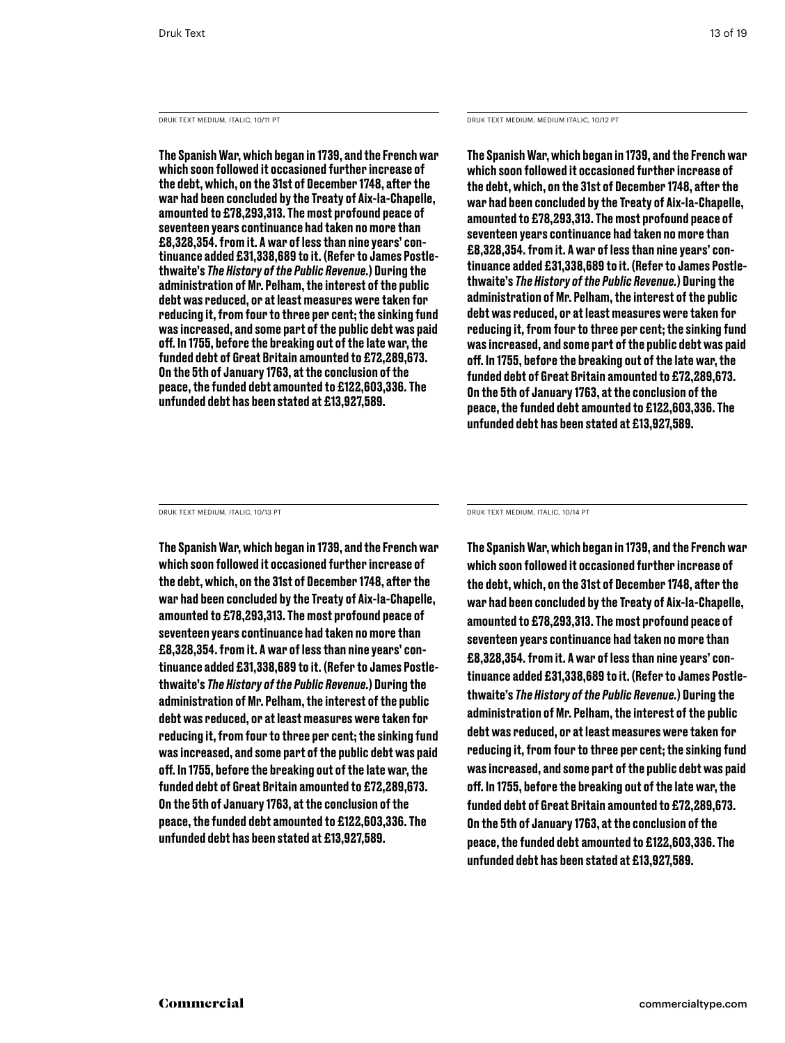DRUK TEXT MEDIUM, ITALIC, 10/11 PT

The Spanish War, which began in 1739, and the French war which soon followed it occasioned further increase of the debt, which, on the 31st of December 1748, after the war had been concluded by the Treaty of Aix-la-Chapelle, amounted to £78,293,313. The most profound peace of seventeen years continuance had taken no more than £8,328,354. from it. A war of less than nine years' continuance added £31,338,689 to it. (Refer to James Postlethwaite's *The History of the Public Revenue.*) During the administration of Mr. Pelham, the interest of the public debt was reduced, or at least measures were taken for reducing it, from four to three per cent; the sinking fund was increased, and some part of the public debt was paid off. In 1755, before the breaking out of the late war, the funded debt of Great Britain amounted to £72,289,673. On the 5th of January 1763, at the conclusion of the peace, the funded debt amounted to £122,603,336. The unfunded debt has been stated at £13,927,589.

DRUK TEXT MEDIUM, MEDIUM ITALIC, 10/12 PT

The Spanish War, which began in 1739, and the French war which soon followed it occasioned further increase of the debt, which, on the 31st of December 1748, after the war had been concluded by the Treaty of Aix-la-Chapelle, amounted to £78,293,313. The most profound peace of seventeen years continuance had taken no more than £8,328,354. from it. A war of less than nine years' continuance added £31,338,689 to it. (Refer to James Postlethwaite's *The History of the Public Revenue.*) During the administration of Mr. Pelham, the interest of the public debt was reduced, or at least measures were taken for reducing it, from four to three per cent; the sinking fund was increased, and some part of the public debt was paid off. In 1755, before the breaking out of the late war, the funded debt of Great Britain amounted to £72,289,673. On the 5th of January 1763, at the conclusion of the peace, the funded debt amounted to £122,603,336. The unfunded debt has been stated at £13,927,589.

DRUK TEXT MEDIUM, ITALIC, 10/13 PT

The Spanish War, which began in 1739, and the French war which soon followed it occasioned further increase of the debt, which, on the 31st of December 1748, after the war had been concluded by the Treaty of Aix-la-Chapelle, amounted to £78,293,313. The most profound peace of seventeen years continuance had taken no more than £8,328,354. from it. A war of less than nine years' continuance added £31,338,689 to it. (Refer to James Postlethwaite's *The History of the Public Revenue.*) During the administration of Mr. Pelham, the interest of the public debt was reduced, or at least measures were taken for reducing it, from four to three per cent; the sinking fund was increased, and some part of the public debt was paid off. In 1755, before the breaking out of the late war, the funded debt of Great Britain amounted to £72,289,673. On the 5th of January 1763, at the conclusion of the peace, the funded debt amounted to £122,603,336. The unfunded debt has been stated at £13,927,589.

DRUK TEXT MEDIUM, ITALIC, 10/14 PT

The Spanish War, which began in 1739, and the French war which soon followed it occasioned further increase of the debt, which, on the 31st of December 1748, after the war had been concluded by the Treaty of Aix-la-Chapelle, amounted to £78,293,313. The most profound peace of seventeen years continuance had taken no more than £8,328,354. from it. A war of less than nine years' continuance added £31,338,689 to it. (Refer to James Postlethwaite's *The History of the Public Revenue.*) During the administration of Mr. Pelham, the interest of the public debt was reduced, or at least measures were taken for reducing it, from four to three per cent; the sinking fund was increased, and some part of the public debt was paid off. In 1755, before the breaking out of the late war, the funded debt of Great Britain amounted to £72,289,673. On the 5th of January 1763, at the conclusion of the peace, the funded debt amounted to £122,603,336. The unfunded debt has been stated at £13,927,589.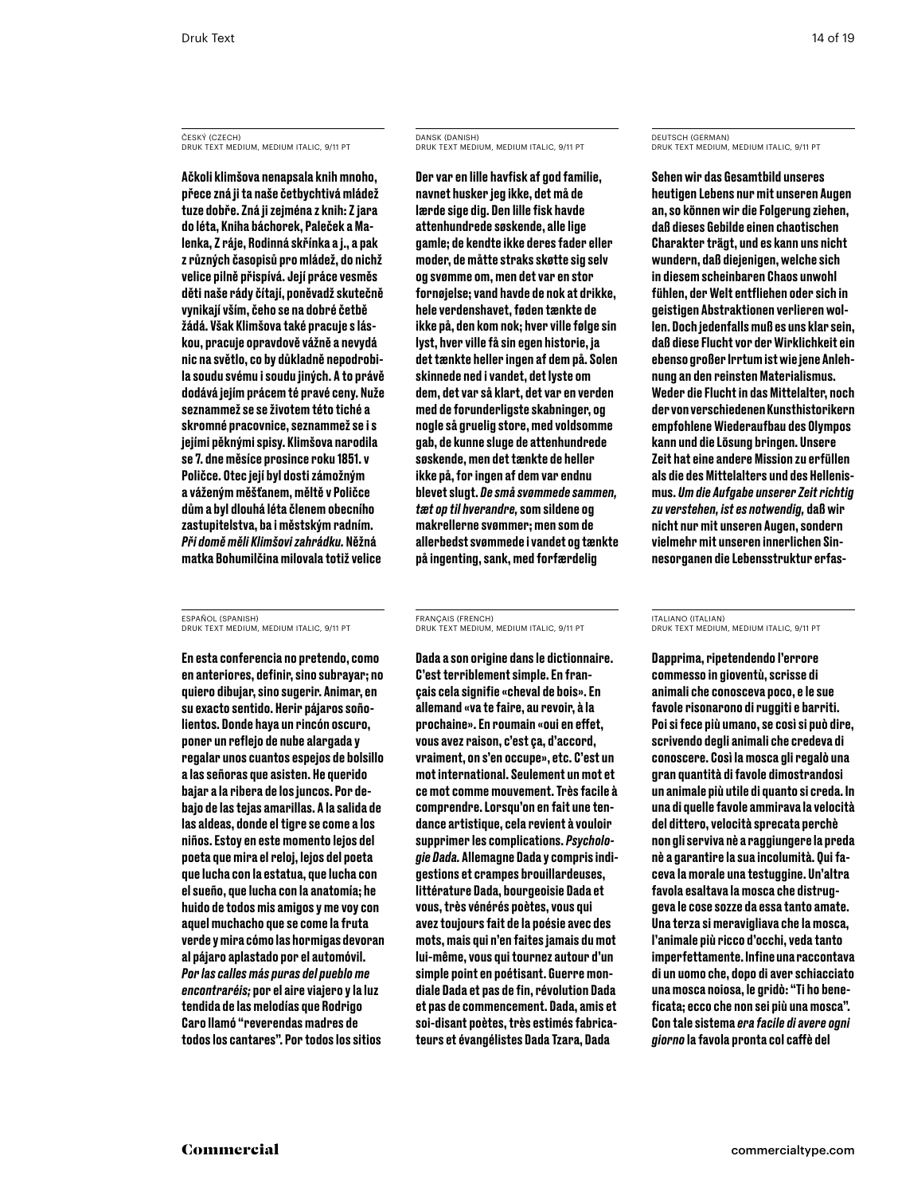ČESKÝ (CZECH)
DRUK TEXT MEDIUM, MEDIUM ITALIC, 9/11 PT

**Ačkoli klimšova nenapsala knih mnoho, přece zná ji ta naše četbychtivá mládež tuze dobře. Zná ji zejména z knih: Z jara do léta, Kniha báchorek, Paleček a Malenka, Z ráje, Rodinná skřínka a j., a pak z různých časopisů pro mládež, do nichž velice pilně přispívá. Její práce vesměs děti naše rády čítají, poněvadž skutečně vynikají vším, čeho se na dobré četbě žádá. Však Klimšova také pracuje s láskou, pracuje opravdově vážně a nevydá nic na světlo, co by důkladně nepodrobila soudu svému i soudu jiných. A to právě dodává jejím prácem té pravé ceny. Nuže seznammež se se životem této tiché a skromné pracovnice, seznammež se i s jejími pěknými spisy. Klimšova narodila se 7. dne měsíce prosince roku 1851. v Poličce. Otec její byl dosti zámožným a váženým měšťanem, měltě v Poličce dům a byl dlouhá léta členem obecního zastupitelstva, ba i městským radním. *Při domě měli Klimšovi zahrádku.* Něžná matka Bohumilčina milovala totiž velice**

DANSK (DANISH)
DRUK TEXT MEDIUM, MEDIUM ITALIC, 9/11 PT

**Der var en lille havfisk af god familie, navnet husker jeg ikke, det må de lærde sige dig. Den lille fisk havde attenhundrede søskende, alle lige gamle; de kendte ikke deres fader eller moder, de måtte straks skøtte sig selv og svømme om, men det var en stor fornøjelse; vand havde de nok at drikke, hele verdenshavet, føden tænkte de ikke på, den kom nok; hver ville følge sin lyst, hver ville få sin egen historie, ja det tænkte heller ingen af dem på. Solen skinnede ned i vandet, det lyste om dem, det var så klart, det var en verden med de forunderligste skabninger, og nogle så gruelig store, med voldsomme gab, de kunne sluge de attenhundrede søskende, men det tænkte de heller ikke på, for ingen af dem var endnu blevet slugt. *De små svømmede sammen, tæt op til hverandre,* som sildene og makrellerne svømmer; men som de allerbedst svømmede i vandet og tænkte på ingenting, sank, med forfærdelig**

DEUTSCH (GERMAN)
DRUK TEXT MEDIUM, MEDIUM ITALIC, 9/11 PT

**Sehen wir das Gesamtbild unseres heutigen Lebens nur mit unseren Augen an, so können wir die Folgerung ziehen, daß dieses Gebilde einen chaotischen Charakter trägt, und es kann uns nicht wundern, daß diejenigen, welche sich in diesem scheinbaren Chaos unwohl fühlen, der Welt entfliehen oder sich in geistigen Abstraktionen verlieren wollen. Doch jedenfalls muß es uns klar sein, daß diese Flucht vor der Wirklichkeit ein ebenso großer Irrtum ist wie jene Anlehnung an den reinsten Materialismus. Weder die Flucht in das Mittelalter, noch der von verschiedenen Kunsthistorikern empfohlene Wiederaufbau des Olympos kann und die Lösung bringen. Unsere Zeit hat eine andere Mission zu erfüllen als die des Mittelalters und des Hellenismus. *Um die Aufgabe unserer Zeit richtig zu verstehen, ist es notwendig,* daß wir nicht nur mit unseren Augen, sondern vielmehr mit unseren innerlichen Sinnesorganen die Lebensstruktur erfas-**

ESPAÑOL (SPANISH)
DRUK TEXT MEDIUM, MEDIUM ITALIC, 9/11 PT

**En esta conferencia no pretendo, como en anteriores, definir, sino subrayar; no quiero dibujar, sino sugerir. Animar, en su exacto sentido. Herir pájaros soñolientos. Donde haya un rincón oscuro, poner un reflejo de nube alargada y regalar unos cuantos espejos de bolsillo a las señoras que asisten. He querido bajar a la ribera de los juncos. Por debajo de las tejas amarillas. A la salida de las aldeas, donde el tigre se come a los niños. Estoy en este momento lejos del poeta que mira el reloj, lejos del poeta que lucha con la estatua, que lucha con el sueño, que lucha con la anatomía; he huido de todos mis amigos y me voy con aquel muchacho que se come la fruta verde y mira cómo las hormigas devoran al pájaro aplastado por el automóvil. *Por las calles más puras del pueblo me encontraréis;* por el aire viajero y la luz tendida de las melodías que Rodrigo Caro llamó "reverendas madres de todos los cantares". Por todos los sitios**

FRANÇAIS (FRENCH)
DRUK TEXT MEDIUM, MEDIUM ITALIC, 9/11 PT

**Dada a son origine dans le dictionnaire. C'est terriblement simple. En français cela signifie «cheval de bois». En allemand «va te faire, au revoir, à la prochaine». En roumain «oui en effet, vous avez raison, c'est ça, d'accord, vraiment, on s'en occupe», etc. C'est un mot international. Seulement un mot et ce mot comme mouvement. Très facile à comprendre. Lorsqu'on en fait une tendance artistique, cela revient à vouloir supprimer les complications. *Psychologie Dada.* Allemagne Dada y compris indigestions et crampes brouillardeuses, littérature Dada, bourgeoisie Dada et vous, très vénérés poètes, vous qui avez toujours fait de la poésie avec des mots, mais qui n'en faites jamais du mot lui-même, vous qui tournez autour d'un simple point en poétisant. Guerre mondiale Dada et pas de fin, révolution Dada et pas de commencement. Dada, amis et soi-disant poètes, très estimés fabricateurs et évangélistes Dada Tzara, Dada**

ITALIANO (ITALIAN)
DRUK TEXT MEDIUM, MEDIUM ITALIC, 9/11 PT

**Dapprima, ripetendendo l'errore commesso in gioventù, scrisse di animali che conosceva poco, e le sue favole risonarono di ruggiti e barriti. Poi si fece più umano, se così si può dire, scrivendo degli animali che credeva di conoscere. Così la mosca gli regalò una gran quantità di favole dimostrandosi un animale più utile di quanto si creda. In una di quelle favole ammirava la velocità del dittero, velocità sprecata perchè non gli serviva nè a raggiungere la preda nè a garantire la sua incolumità. Qui faceva la morale una testuggine. Un'altra favola esaltava la mosca che distruggeva le cose sozze da essa tanto amate. Una terza si meravigliava che la mosca, l'animale più ricco d'occhi, veda tanto imperfettamente. Infine una raccontava di un uomo che, dopo di aver schiacciato una mosca noiosa, le gridò: "Ti ho beneficata; ecco che non sei più una mosca". Con tale sistema *era facile di avere ogni giorno* la favola pronta col caffè del**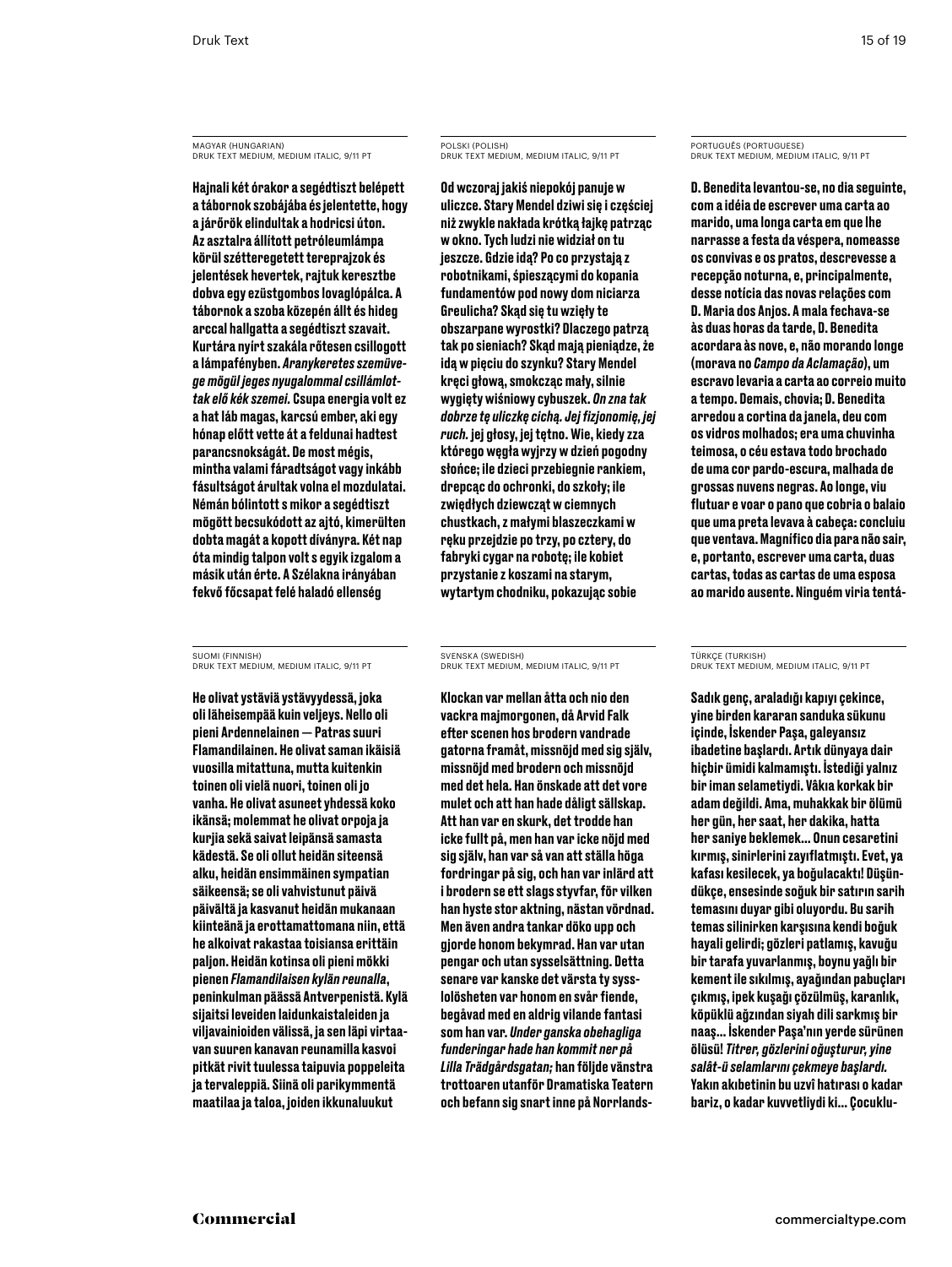MAGYAR (HUNGARIAN)
DRUK TEXT MEDIUM, MEDIUM ITALIC, 9/11 PT

**Hajnali két órakor a segédtiszt belépett a tábornok szobájába és jelentette, hogy a járőrök elindultak a hodricsi úton. Az asztalra állított petróleumlámpa körül szétteregetett tereprajzok és jelentések hevertek, rajtuk keresztbe dobva egy ezüstgombos lovaglópálca. A tábornok a szoba közepén állt és hideg arccal hallgatta a segédtiszt szavait. Kurtára nyírt szakála rőtesen csillogott a lámpafényben. *Aranykeretes szemüvege mögül jeges nyugalommal csillámlottak elő kék szemei.* Csupa energia volt ez a hat láb magas, karcsú ember, aki egy hónap előtt vette át a feldunai hadtest parancsnokságát. De most mégis, mintha valami fáradtságot vagy inkább fásultságot árultak volna el mozdulatai. Némán bólintott s mikor a segédtiszt mögött becsukódott az ajtó, kimerülten dobta magát a kopott díványra. Két nap óta mindig talpon volt s egyik izgalom a másik után érte. A Szélakna irányában fekvő főcsapat felé haladó ellenség**

POLSKI (POLISH)
DRUK TEXT MEDIUM, MEDIUM ITALIC, 9/11 PT

**Od wczoraj jakiś niepokój panuje w uliczce. Stary Mendel dziwi się i częściej niż zwykle nakłada krótką łajkę patrząc w okno. Tych ludzi nie widział on tu jeszcze. Gdzie idą? Po co przystają z robotnikami, śpieszącymi do kopania fundamentów pod nowy dom niciarza Greulicha? Skąd się tu wzięły te obszarpane wyrostki? Dlaczego patrzą tak po sieniach? Skąd mają pieniądze, że idą w pięciu do szynku? Stary Mendel kręci głową, smokcząc mały, silnie wygięty wiśniowy cybuszek. *On zna tak dobrze tę uliczkę cichą. Jej fizjonomię, jej ruch.* jej głosy, jej tętno. Wie, kiedy zza którego węgła wyjrzy w dzień pogodny słońce; ile dzieci przebiegnie rankiem, drepcąc do ochronki, do szkoły; ile zwiędłych dziewcząt w ciemnych chustkach, z małymi blaszeczkami w ręku przejdzie po trzy, po cztery, do fabryki cygar na robotę; ile kobiet przystanie z koszami na starym, wytartym chodniku, pokazując sobie**

PORTUGUÊS (PORTUGUESE)
DRUK TEXT MEDIUM, MEDIUM ITALIC, 9/11 PT

**D. Benedita levantou-se, no dia seguinte, com a idéia de escrever uma carta ao marido, uma longa carta em que lhe narrasse a festa da véspera, nomeasse os convivas e os pratos, descrevesse a recepção noturna, e, principalmente, desse notícia das novas relações com D. Maria dos Anjos. A mala fechava-se às duas horas da tarde, D. Benedita acordara às nove, e, não morando longe (morava no *Campo da Aclamação*), um escravo levaria a carta ao correio muito a tempo. Demais, chovia; D. Benedita arredou a cortina da janela, deu com os vidros molhados; era uma chuvinha teimosa, o céu estava todo brochado de uma cor pardo-escura, malhada de grossas nuvens negras. Ao longe, viu flutuar e voar o pano que cobria o balaio que uma preta levava à cabeça: concluiu que ventava. Magnífico dia para não sair, e, portanto, escrever uma carta, duas cartas, todas as cartas de uma esposa ao marido ausente. Ninguém viria tentá-**

SUOMI (FINNISH)
DRUK TEXT MEDIUM, MEDIUM ITALIC, 9/11 PT

**He olivat ystäviä ystävyydessä, joka oli läheisempää kuin veljeys. Nello oli pieni Ardennelainen — Patras suuri Flamandilainen. He olivat saman ikäisiä vuosilla mitattuna, mutta kuitenkin toinen oli vielä nuori, toinen oli jo vanha. He olivat asuneet yhdessä koko ikänsä; molemmat he olivat orpoja ja kurjia sekä saivat leipänsä samasta kädestä. Se oli ollut heidän siteensä alku, heidän ensimmäinen sympatian säikeensä; se oli vahvistunut päivä päivältä ja kasvanut heidän mukanaan kiinteänä ja erottamattomana niin, että he alkoivat rakastaa toisiansa erittäin paljon. Heidän kotinsa oli pieni mökki pienen *Flamandilaisen kylän reunalla*, peninkulman päässä Antverpenistä. Kylä sijaitsi leveiden laidunkaistaleiden ja viljavainioiden välissä, ja sen läpi virtaavan suuren kanavan reunamilla kasvoi pitkät rivit tuulessa taipuvia poppeleita ja tervaleppiä. Siinä oli parikymmentä maatilaa ja taloa, joiden ikkunaluukut**

SVENSKA (SWEDISH)
DRUK TEXT MEDIUM, MEDIUM ITALIC, 9/11 PT

**Klockan var mellan åtta och nio den vackra majmorgonen, då Arvid Falk efter scenen hos brodern vandrade gatorna framåt, missnöjd med sig själv, missnöjd med brodern och missnöjd med det hela. Han önskade att det vore mulet och att han hade dåligt sällskap. Att han var en skurk, det trodde han icke fullt på, men han var icke nöjd med sig själv, han var så van att ställa höga fordringar på sig, och han var inlärd att i brodern se ett slags styvfar, för vilken han hyste stor aktning, nästan vördnad. Men även andra tankar döko upp och gjorde honom bekymrad. Han var utan pengar och utan sysselsättning. Detta senare var kanske det värsta ty sysslolösheten var honom en svår fiende, begåvad med en aldrig vilande fantasi som han var. *Under ganska obehagliga funderingar hade han kommit ner på Lilla Trädgårdsgatan;* han följde vänstra trottoaren utanför Dramatiska Teatern och befann sig snart inne på Norrlands-**

TÜRKÇE (TURKISH)
DRUK TEXT MEDIUM, MEDIUM ITALIC, 9/11 PT

**Sadık genç, araladığı kapıyı çekince, yine birden kararan sanduka sükunu içinde, İskender Paşa, galeyansız ibadetine başlardı. Artık dünyaya dair hiçbir ümidi kalmamıştı. İstediği yalnız bir iman selametiydi. Vâkıa korkak bir adam değildi. Ama, muhakkak bir ölümü her gün, her saat, her dakika, hatta her saniye beklemek… Onun cesaretini kırmış, sinirlerini zayıflatmıştı. Evet, ya kafası kesilecek, ya boğulacaktı! Düşündükçe, ensesinde soğuk bir satırın sarih temasını duyar gibi oluyordu. Bu sarih temas silinirken karşısına kendi boğuk hayali gelirdi; gözleri patlamış, kavuğu bir tarafa yuvarlanmış, boynu yağlı bir kement ile sıkılmış, ayağından pabuçları çıkmış, ipek kuşağı çözülmüş, karanlık, köpüklü ağzından siyah dili sarkmış bir naaş… İskender Paşa'nın yerde sürünen ölüsü! *Titrer, gözlerini oğuşturur, yine salât-ü selamlarını çekmeye başlardı.* Yakın akıbetinin bu uzvî hatırası o kadar bariz, o kadar kuvvetliydi ki… Çocuklu-**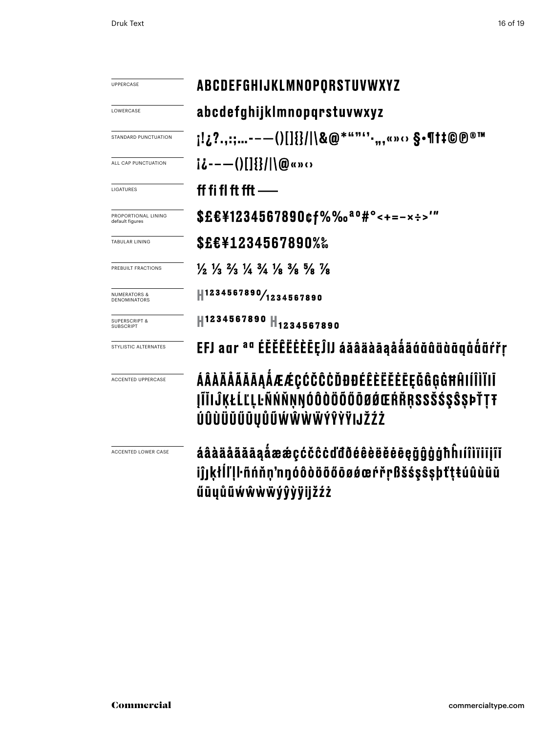UPPERCASE
ABCDEFGHIJKLMNOPQRSTUVWXYZ

LOWERCASE
abcdefghijklmnopqrstuvwxyz

STANDARD PUNCTUATION
¡!¿?.,:;…-–—()[]{}/|\&@*""''·„‚«»‹› §•¶†‡©℗®™

ALL CAP PUNCTUATION
¡¿-–—()[]{}/|\@«»‹›

LIGATURES
ff fi fl ft fft ——

PROPORTIONAL LINING default figures
$£€¥1234567890¢ƒ%‰ªº#°<+=−×÷>′″

TABULAR LINING
$£€¥1234567890%‰

PREBUILT FRACTIONS
½ ⅓ ⅔ ¼ ¾ ⅛ ⅜ ⅝ ⅞

NUMERATORS & DENOMINATORS
H1234567890/1234567890

SUPERSCRIPT & SUBSCRIPT
H1234567890 H1234567890

STYLISTIC ALTERNATES
EFJ aɑr ªº ÉĔĚÊËĖÈĒĘĴIJ áăâäàāąåǻãάăâäàāąåǻãŕřŗ

ACCENTED UPPERCASE
ÁÂÀÄÅÃĂĀĄǺÆǼÇĆČĈĊĎĐÐÉÊÈËĚĔĖĒĘĞĜĢĠĦĤIÍÎÌÏĪ
ĮĨĬIĴĶŁĹĽĻĿÑŃŇŅŊÓÔÒÖÕŐŌØǾŒŔŘŖSSŠŚŞŜȘÞŤŢŦ
ÚÛÙÜŬŰŪŲŮŨẂŴẀẄÝŶỲŸIJŽŹŻ

ACCENTED LOWER CASE
áâàäåãăāąǻæǽçćčĉċďđðéêèëěĕėēęğĝģġħĥıíîìïīįĩĭ
iĵȷķłĺľļŀñńňņŉŋóôòöõőōøǿœŕřŗßšśşŝșþťţŧúûùüŭ
űūųůũẃŵẁẅýŷỳÿijžźż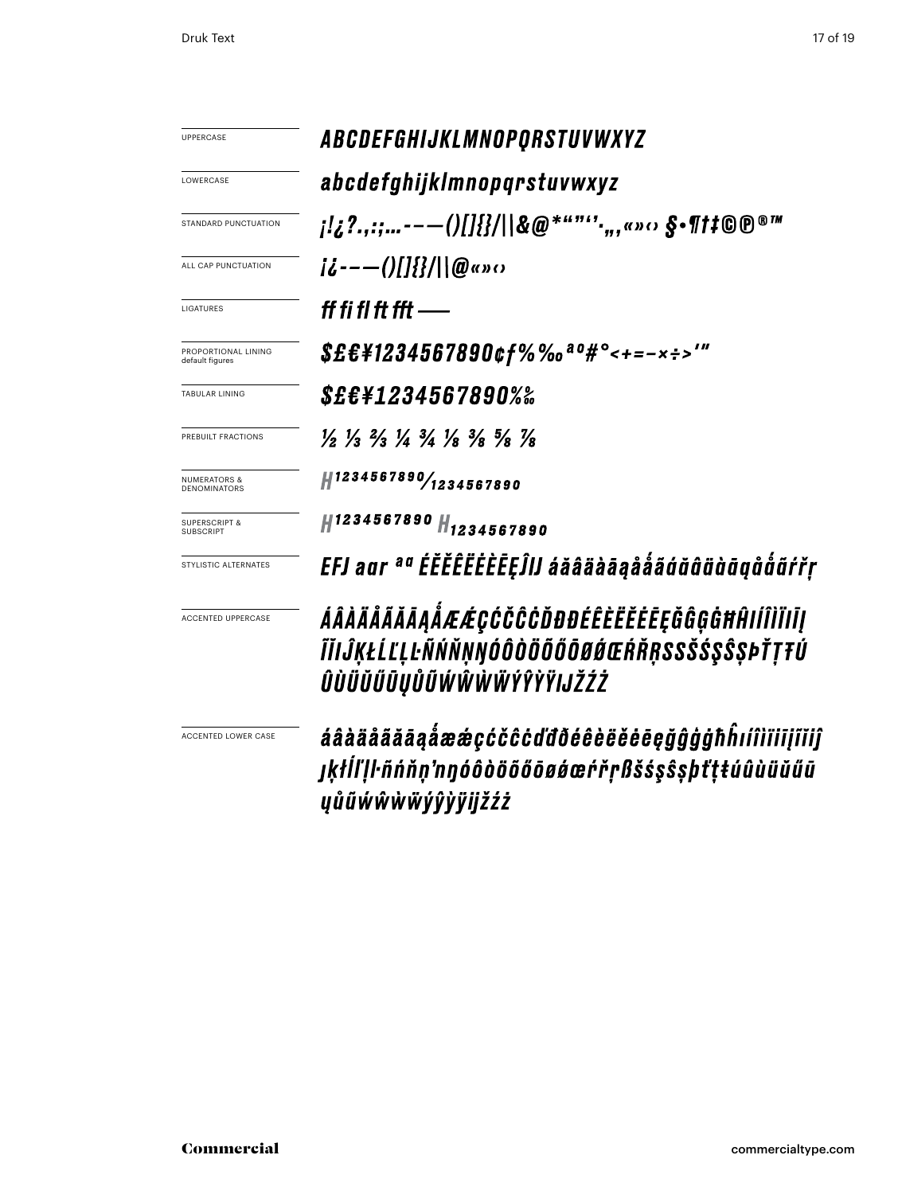Druk Text

| | |
|---|---|
| UPPERCASE | *ABCDEFGHIJKLMNOPQRSTUVWXYZ* |
| LOWERCASE | *abcdefghijklmnopqrstuvwxyz* |
| STANDARD PUNCTUATION | *¡!¿?.,:;…-–—()[]{}/\|\\&@*""''·„‚«»‹› §•¶†‡©℗®™* |
| ALL CAP PUNCTUATION | *¡¿-–—()[]{}/\|\\@«»‹›* |
| LIGATURES | *ff fi fl ft fft ——* |
| PROPORTIONAL LINING default figures | *$£€¥1234567890¢ƒ%‰ªº#°<+=−×÷>'"* |
| TABULAR LINING | *$£€¥1234567890%‰* |
| PREBUILT FRACTIONS | *½ ⅓ ⅔ ¼ ¾ ⅛ ⅜ ⅝ ⅞* |
| NUMERATORS & DENOMINATORS | *H1234567890⁄1234567890* |
| SUPERSCRIPT & SUBSCRIPT | *H1234567890 H1234567890* |
| STYLISTIC ALTERNATES | *EFJ aar ªº ÉĚÊËĖÈĒĘĴIJ áăâäàāąåǻãáăâäàāąåǻãŕřŗ* |
| ACCENTED UPPERCASE | *ÁÂÀÄÅÃĂĀĄǺÆǼÇĆČĈĊĎĐÐÉÊÈËĚĖĒĘĞĜĢĠĦĤIÍÎÌÏĪĮĨĬĴĶŁĹĽĻĿÑŃŇŅŊÓÔÒÖÕŐŌØǾŒŔŘŖSSŠŚŞŜȘÞŤŢŦÚÛÙÜŬŰŪŲŮŨẂŴẀẄÝŶỲŸIJŽŹŻ* |
| ACCENTED LOWER CASE | *áâàäåãăāąǻæǽçćčĉċďđðéêèëěėēęğĝģġħĥıíîìïīįĩĭĵȷķłĺľļŀñńňņʼnŋóôòöõőōøǿœŕřŗßšśşŝșþťţŧúûùüŭűūųůũẃŵẁẅýŷỳÿijžźż* |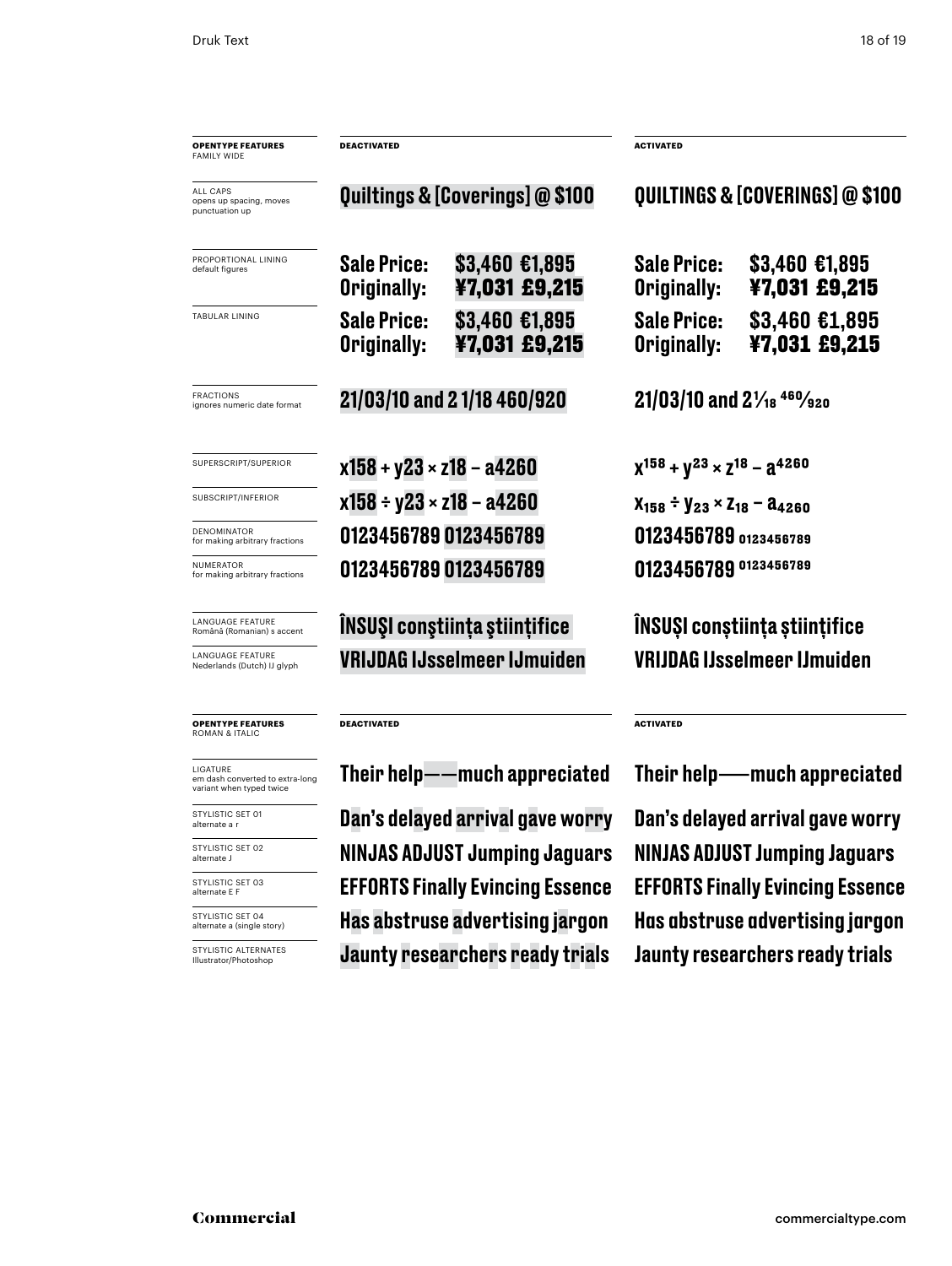| OPENTYPE FEATURES FAMILY WIDE | DEACTIVATED | ACTIVATED |
|---|---|---|
| ALL CAPS opens up spacing, moves punctuation up | Quiltings & [Coverings] @ $100 | QUILTINGS & [COVERINGS] @ $100 |
| PROPORTIONAL LINING default figures | Sale Price: $3,460 €1,895 Originally: ¥7,031 £9,215 | Sale Price: $3,460 €1,895 Originally: ¥7,031 £9,215 |
| TABULAR LINING | Sale Price: $3,460 €1,895 Originally: ¥7,031 £9,215 | Sale Price: $3,460 €1,895 Originally: ¥7,031 £9,215 |
| FRACTIONS ignores numeric date format | 21/03/10 and 2 1/18 460/920 | 21/03/10 and 2 1⁄18 460⁄920 |
| SUPERSCRIPT/SUPERIOR | x158 + y23 × z18 – a4260 | $x^{158} + y^{23} \times z^{18} - a^{4260}$ |
| SUBSCRIPT/INFERIOR | x158 ÷ y23 × z18 – a4260 | $x_{158} \div y_{23} \times z_{18} - a_{4260}$ |
| DENOMINATOR for making arbitrary fractions | 0123456789 0123456789 | 0123456789 $_{0123456789}$ |
| NUMERATOR for making arbitrary fractions | 0123456789 0123456789 | 0123456789 $^{0123456789}$ |
| LANGUAGE FEATURE Română (Romanian) s accent | ÎNSUŞI conştiinţa ştiinţifice | ÎNSUȘI conștiința științifice |
| LANGUAGE FEATURE Nederlands (Dutch) IJ glyph | VRIJDAG IJsselmeer IJmuiden | VRIJDAG IJsselmeer IJmuiden |

| OPENTYPE FEATURES ROMAN & ITALIC | DEACTIVATED | ACTIVATED |
|---|---|---|
| LIGATURE em dash converted to extra-long variant when typed twice | Their help——much appreciated | Their help——much appreciated |
| STYLISTIC SET 01 alternate a r | Dan’s delayed arrival gave worry | Dan’s delayed arrival gave worry |
| STYLISTIC SET 02 alternate J | NINJAS ADJUST Jumping Jaguars | NINJAS ADJUST Jumping Jaguars |
| STYLISTIC SET 03 alternate E F | EFFORTS Finally Evincing Essence | EFFORTS Finally Evincing Essence |
| STYLISTIC SET 04 alternate a (single story) | Has abstruse advertising jargon | Has abstruse advertising jargon |
| STYLISTIC ALTERNATES Illustrator/Photoshop | Jaunty researchers ready trials | Jaunty researchers ready trials |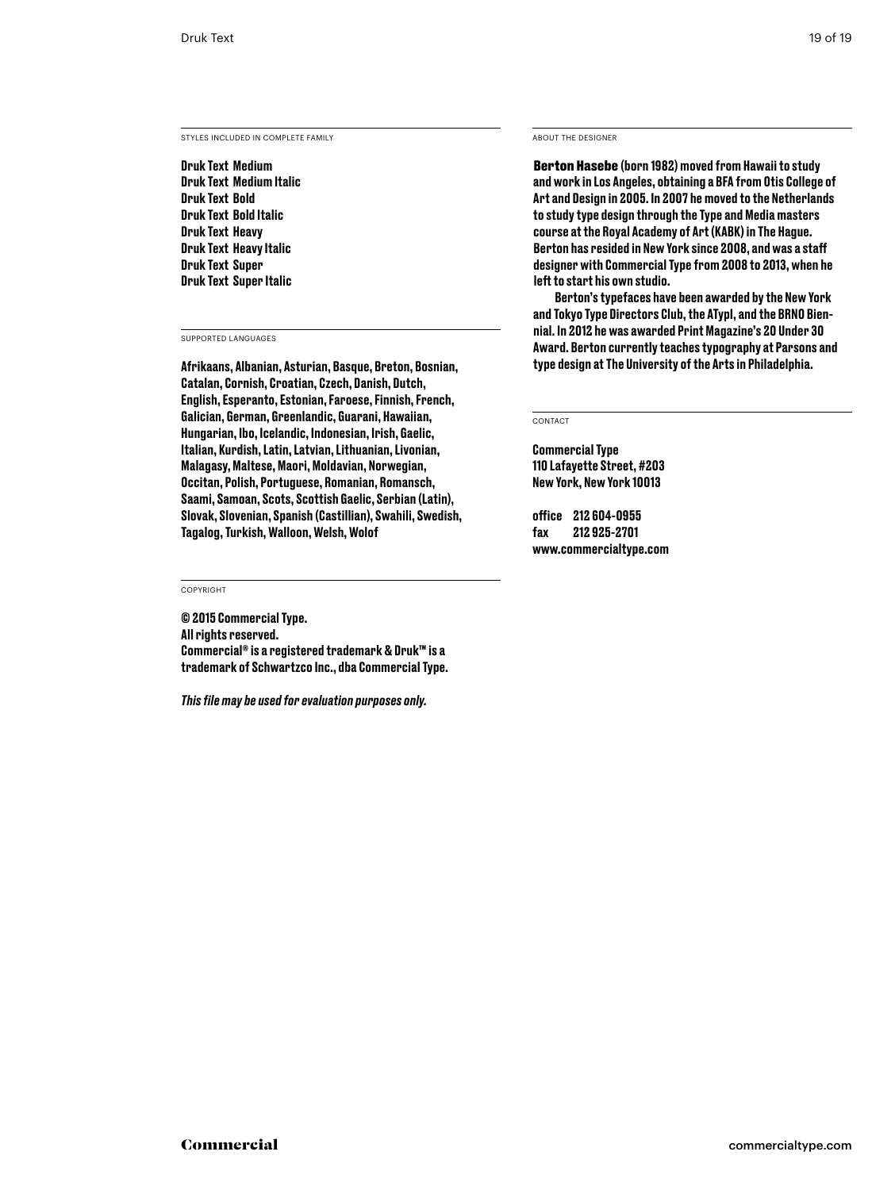## STYLES INCLUDED IN COMPLETE FAMILY

**Druk Text Medium**
**Druk Text Medium Italic**
**Druk Text Bold**
**Druk Text Bold Italic**
**Druk Text Heavy**
**Druk Text Heavy Italic**
**Druk Text Super**
**Druk Text Super Italic**

## SUPPORTED LANGUAGES

**Afrikaans, Albanian, Asturian, Basque, Breton, Bosnian, Catalan, Cornish, Croatian, Czech, Danish, Dutch, English, Esperanto, Estonian, Faroese, Finnish, French, Galician, German, Greenlandic, Guarani, Hawaiian, Hungarian, Ibo, Icelandic, Indonesian, Irish, Gaelic, Italian, Kurdish, Latin, Latvian, Lithuanian, Livonian, Malagasy, Maltese, Maori, Moldavian, Norwegian, Occitan, Polish, Portuguese, Romanian, Romansch, Saami, Samoan, Scots, Scottish Gaelic, Serbian (Latin), Slovak, Slovenian, Spanish (Castillian), Swahili, Swedish, Tagalog, Turkish, Walloon, Welsh, Wolof**

## COPYRIGHT

**© 2015 Commercial Type.**
**All rights reserved.**
**Commercial® is a registered trademark & Druk™ is a trademark of Schwartzco Inc., dba Commercial Type.**

***This file may be used for evaluation purposes only.***

## ABOUT THE DESIGNER

**Berton Hasebe (born 1982) moved from Hawaii to study and work in Los Angeles, obtaining a BFA from Otis College of Art and Design in 2005. In 2007 he moved to the Netherlands to study type design through the Type and Media masters course at the Royal Academy of Art (KABK) in The Hague. Berton has resided in New York since 2008, and was a staff designer with Commercial Type from 2008 to 2013, when he left to start his own studio.**

**Berton's typefaces have been awarded by the New York and Tokyo Type Directors Club, the ATypI, and the BRNO Biennial. In 2012 he was awarded Print Magazine's 20 Under 30 Award. Berton currently teaches typography at Parsons and type design at The University of the Arts in Philadelphia.**

## CONTACT

**Commercial Type**
**110 Lafayette Street, #203**
**New York, New York 10013**

**office 212 604-0955**
**fax 212 925-2701**
**www.commercialtype.com**